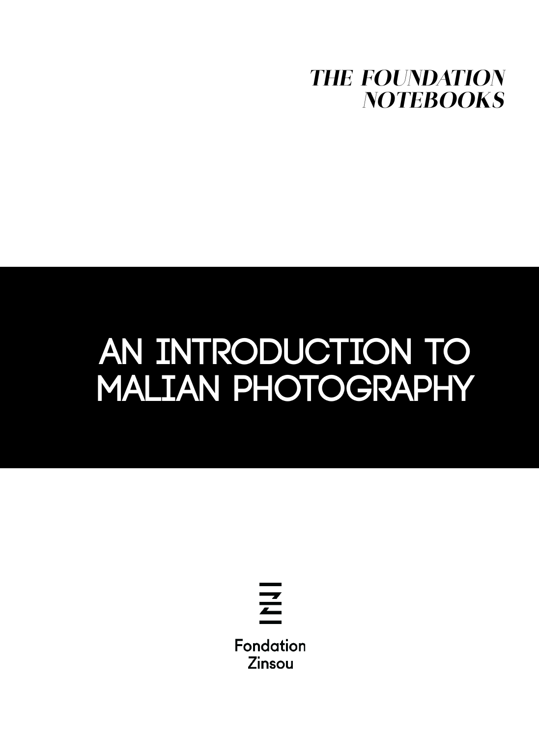*THE FOUNDATION NOTEBOOKS*

# AN INTRODUCTION TO MALIAN PHOTOGRAPHY

Fondation Zinsou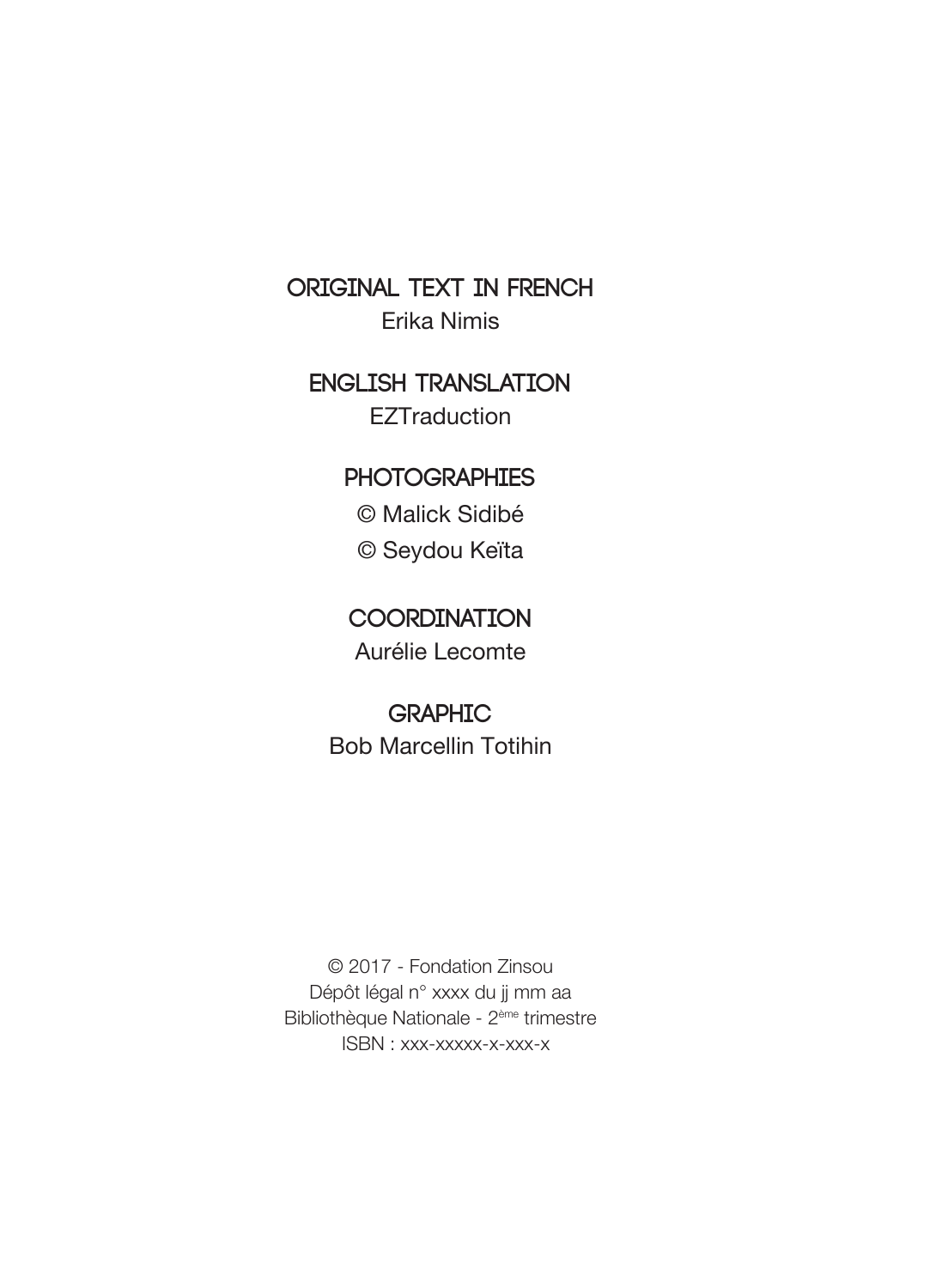**ORIGINAL TEXT IN FRENCH**
Erika Nimis

**ENGLISH TRANSLATION**
EZTraduction

**PHOTOGRAPHIES**
© Malick Sidibé
© Seydou Keïta

**COORDINATION**
Aurélie Lecomte

**GRAPHIC**
Bob Marcellin Totihin

© 2017 - Fondation Zinsou
Dépôt légal n° xxxx du jj mm aa
Bibliothèque Nationale - 2ème trimestre
ISBN : xxx-xxxxx-x-xxx-x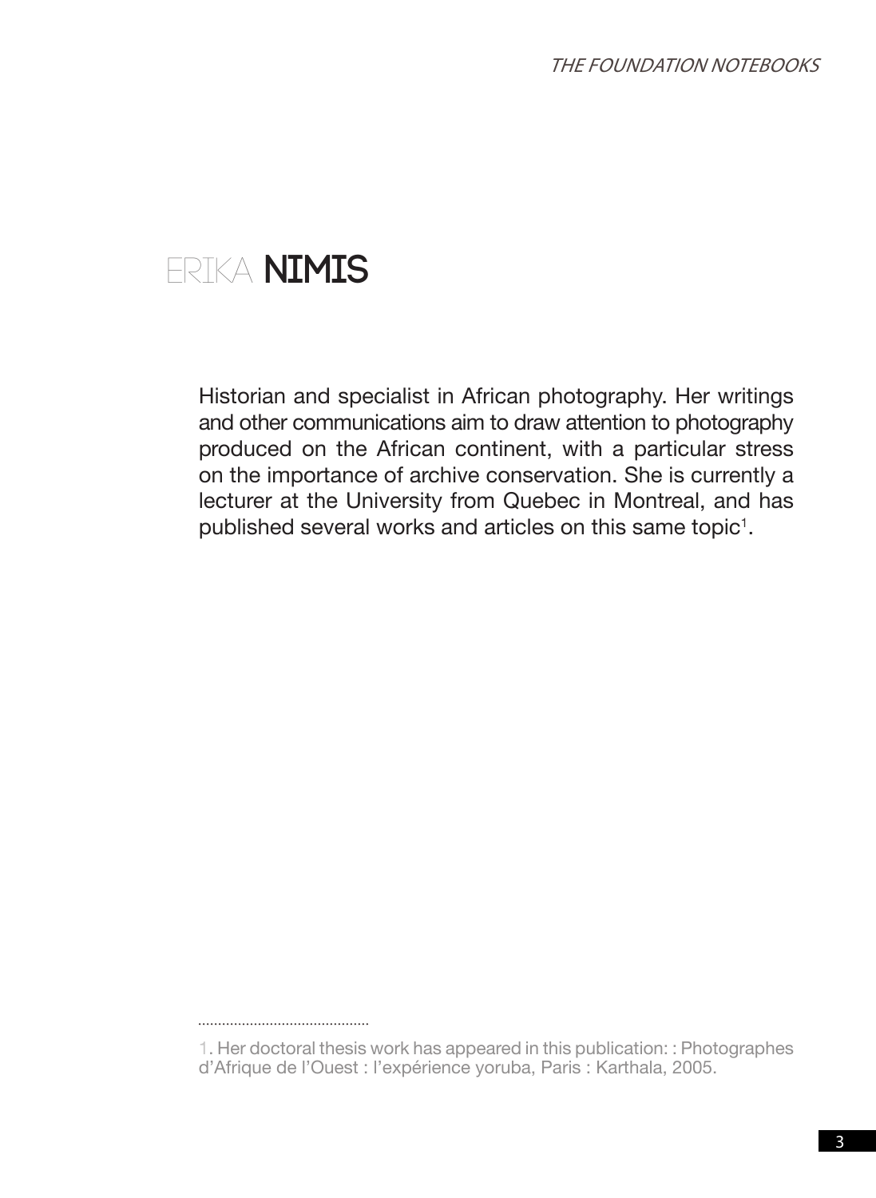# ERIKA **NIMIS**

Historian and specialist in African photography. Her writings and other communications aim to draw attention to photography produced on the African continent, with a particular stress on the importance of archive conservation. She is currently a lecturer at the University from Quebec in Montreal, and has published several works and articles on this same topic[1].

---

1. Her doctoral thesis work has appeared in this publication: : Photographes d'Afrique de l'Ouest : l'expérience yoruba, Paris : Karthala, 2005.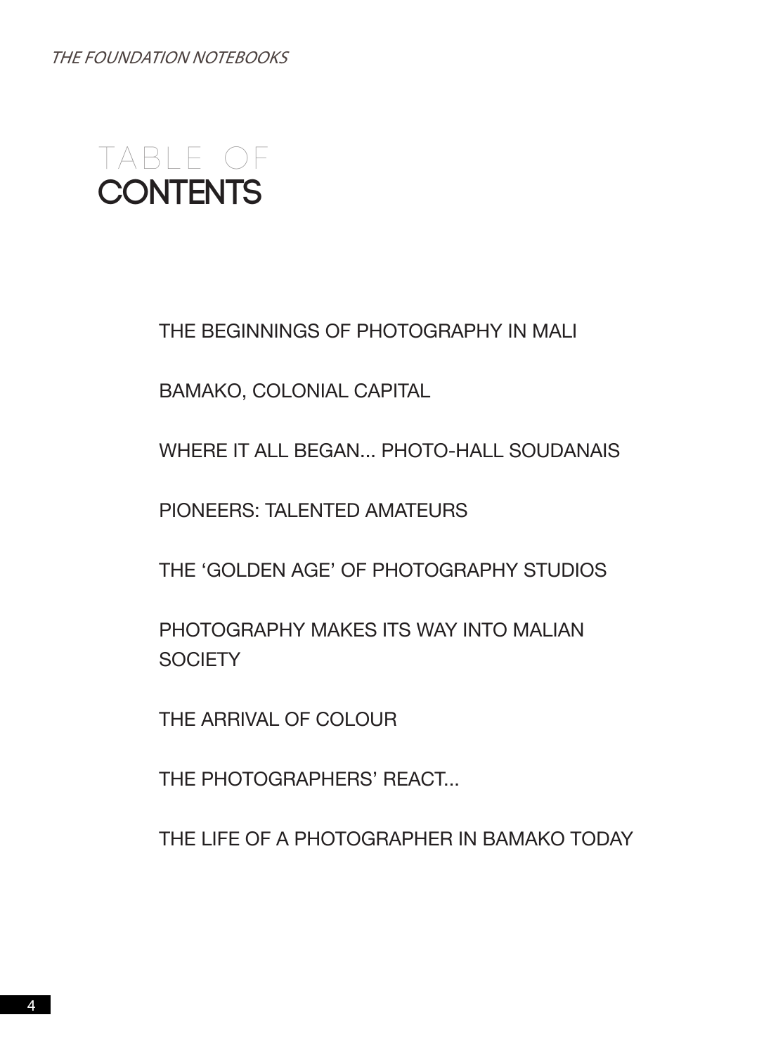# TABLE OF CONTENTS

THE BEGINNINGS OF PHOTOGRAPHY IN MALI

BAMAKO, COLONIAL CAPITAL

WHERE IT ALL BEGAN... PHOTO-HALL SOUDANAIS

PIONEERS: TALENTED AMATEURS

THE 'GOLDEN AGE' OF PHOTOGRAPHY STUDIOS

PHOTOGRAPHY MAKES ITS WAY INTO MALIAN SOCIETY

THE ARRIVAL OF COLOUR

THE PHOTOGRAPHERS' REACT...

THE LIFE OF A PHOTOGRAPHER IN BAMAKO TODAY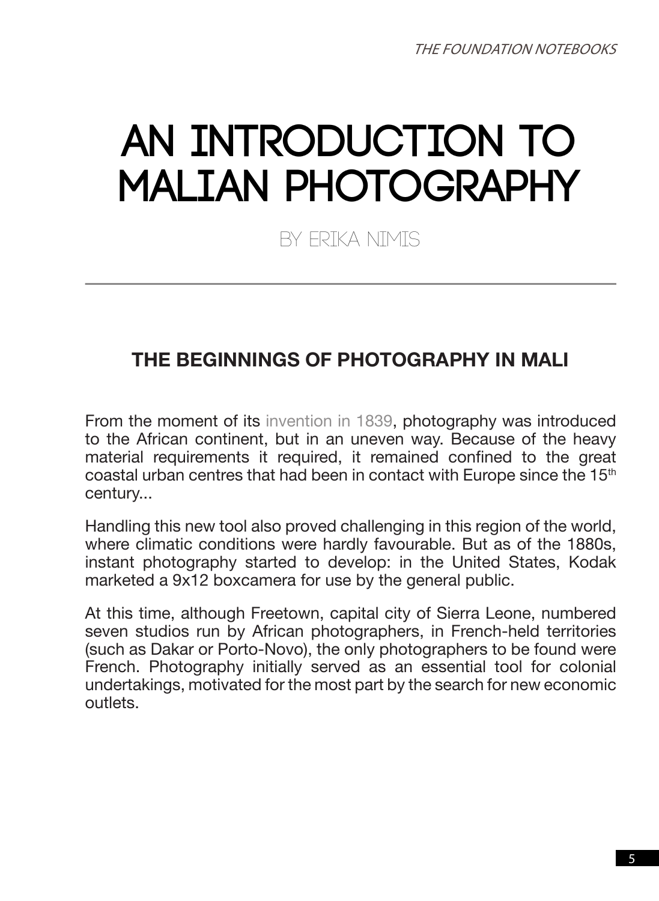# AN INTRODUCTION TO MALIAN PHOTOGRAPHY

BY ERIKA NIMIS

## THE BEGINNINGS OF PHOTOGRAPHY IN MALI

From the moment of its invention in 1839, photography was introduced to the African continent, but in an uneven way. Because of the heavy material requirements it required, it remained confined to the great coastal urban centres that had been in contact with Europe since the 15th century...

Handling this new tool also proved challenging in this region of the world, where climatic conditions were hardly favourable. But as of the 1880s, instant photography started to develop: in the United States, Kodak marketed a 9x12 boxcamera for use by the general public.

At this time, although Freetown, capital city of Sierra Leone, numbered seven studios run by African photographers, in French-held territories (such as Dakar or Porto-Novo), the only photographers to be found were French. Photography initially served as an essential tool for colonial undertakings, motivated for the most part by the search for new economic outlets.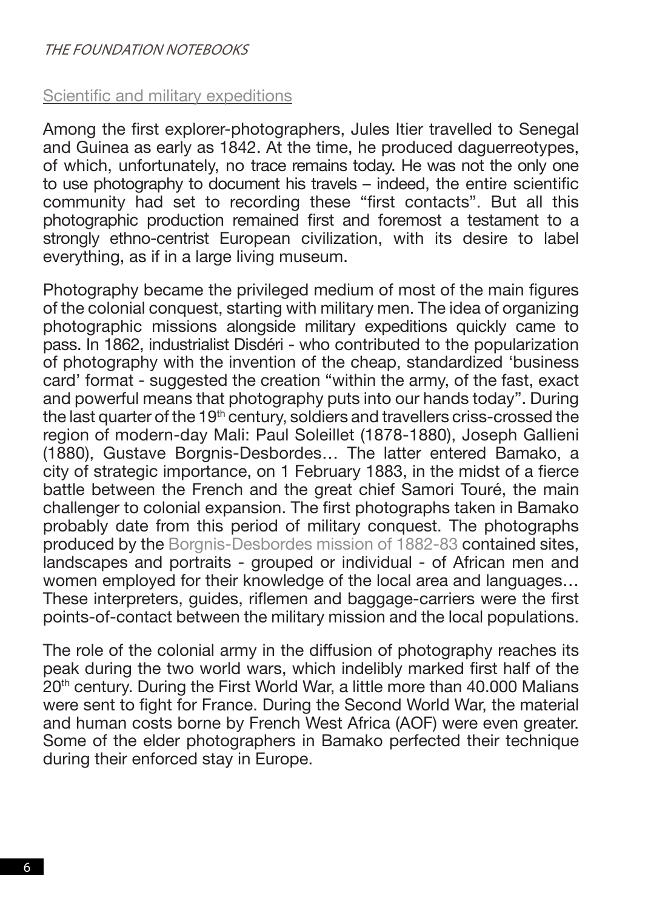## Scientific and military expeditions

Among the first explorer-photographers, Jules Itier travelled to Senegal and Guinea as early as 1842. At the time, he produced daguerreotypes, of which, unfortunately, no trace remains today. He was not the only one to use photography to document his travels – indeed, the entire scientific community had set to recording these "first contacts". But all this photographic production remained first and foremost a testament to a strongly ethno-centrist European civilization, with its desire to label everything, as if in a large living museum.

Photography became the privileged medium of most of the main figures of the colonial conquest, starting with military men. The idea of organizing photographic missions alongside military expeditions quickly came to pass. In 1862, industrialist Disdéri - who contributed to the popularization of photography with the invention of the cheap, standardized 'business card' format - suggested the creation "within the army, of the fast, exact and powerful means that photography puts into our hands today". During the last quarter of the 19th century, soldiers and travellers criss-crossed the region of modern-day Mali: Paul Soleillet (1878-1880), Joseph Gallieni (1880), Gustave Borgnis-Desbordes… The latter entered Bamako, a city of strategic importance, on 1 February 1883, in the midst of a fierce battle between the French and the great chief Samori Touré, the main challenger to colonial expansion. The first photographs taken in Bamako probably date from this period of military conquest. The photographs produced by the Borgnis-Desbordes mission of 1882-83 contained sites, landscapes and portraits - grouped or individual - of African men and women employed for their knowledge of the local area and languages… These interpreters, guides, riflemen and baggage-carriers were the first points-of-contact between the military mission and the local populations.

The role of the colonial army in the diffusion of photography reaches its peak during the two world wars, which indelibly marked first half of the 20th century. During the First World War, a little more than 40.000 Malians were sent to fight for France. During the Second World War, the material and human costs borne by French West Africa (AOF) were even greater. Some of the elder photographers in Bamako perfected their technique during their enforced stay in Europe.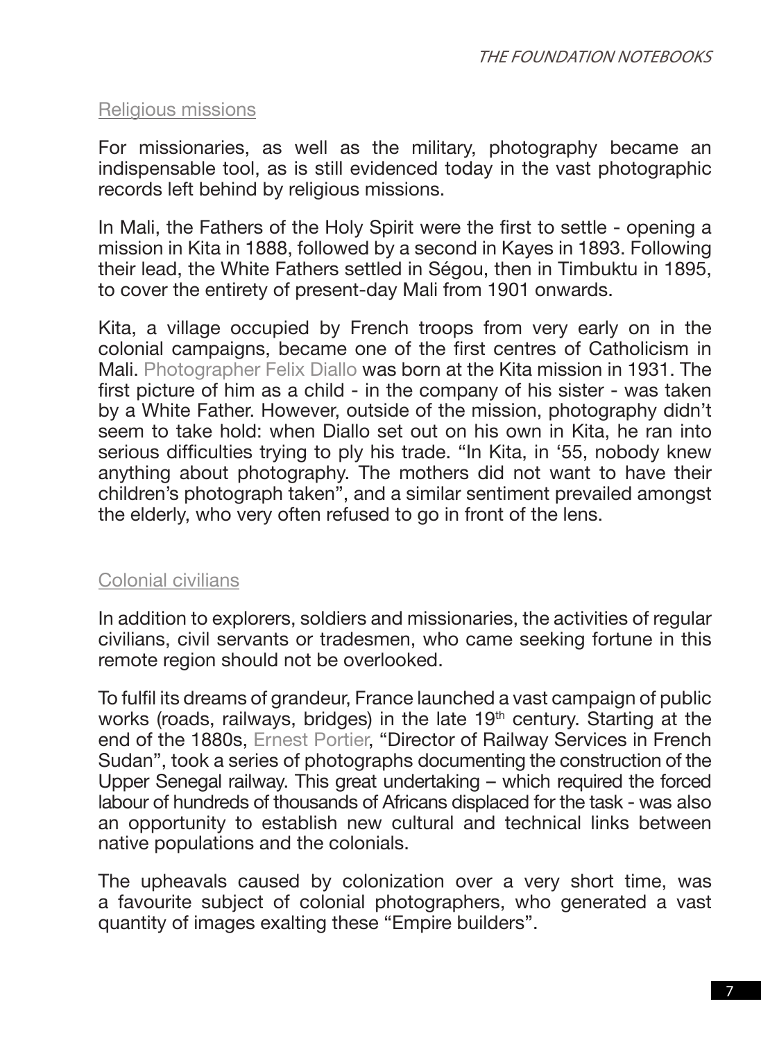## Religious missions

For missionaries, as well as the military, photography became an indispensable tool, as is still evidenced today in the vast photographic records left behind by religious missions.

In Mali, the Fathers of the Holy Spirit were the first to settle - opening a mission in Kita in 1888, followed by a second in Kayes in 1893. Following their lead, the White Fathers settled in Ségou, then in Timbuktu in 1895, to cover the entirety of present-day Mali from 1901 onwards.

Kita, a village occupied by French troops from very early on in the colonial campaigns, became one of the first centres of Catholicism in Mali. Photographer Felix Diallo was born at the Kita mission in 1931. The first picture of him as a child - in the company of his sister - was taken by a White Father. However, outside of the mission, photography didn't seem to take hold: when Diallo set out on his own in Kita, he ran into serious difficulties trying to ply his trade. "In Kita, in '55, nobody knew anything about photography. The mothers did not want to have their children's photograph taken", and a similar sentiment prevailed amongst the elderly, who very often refused to go in front of the lens.

## Colonial civilians

In addition to explorers, soldiers and missionaries, the activities of regular civilians, civil servants or tradesmen, who came seeking fortune in this remote region should not be overlooked.

To fulfil its dreams of grandeur, France launched a vast campaign of public works (roads, railways, bridges) in the late 19th century. Starting at the end of the 1880s, Ernest Portier, "Director of Railway Services in French Sudan", took a series of photographs documenting the construction of the Upper Senegal railway. This great undertaking – which required the forced labour of hundreds of thousands of Africans displaced for the task - was also an opportunity to establish new cultural and technical links between native populations and the colonials.

The upheavals caused by colonization over a very short time, was a favourite subject of colonial photographers, who generated a vast quantity of images exalting these "Empire builders".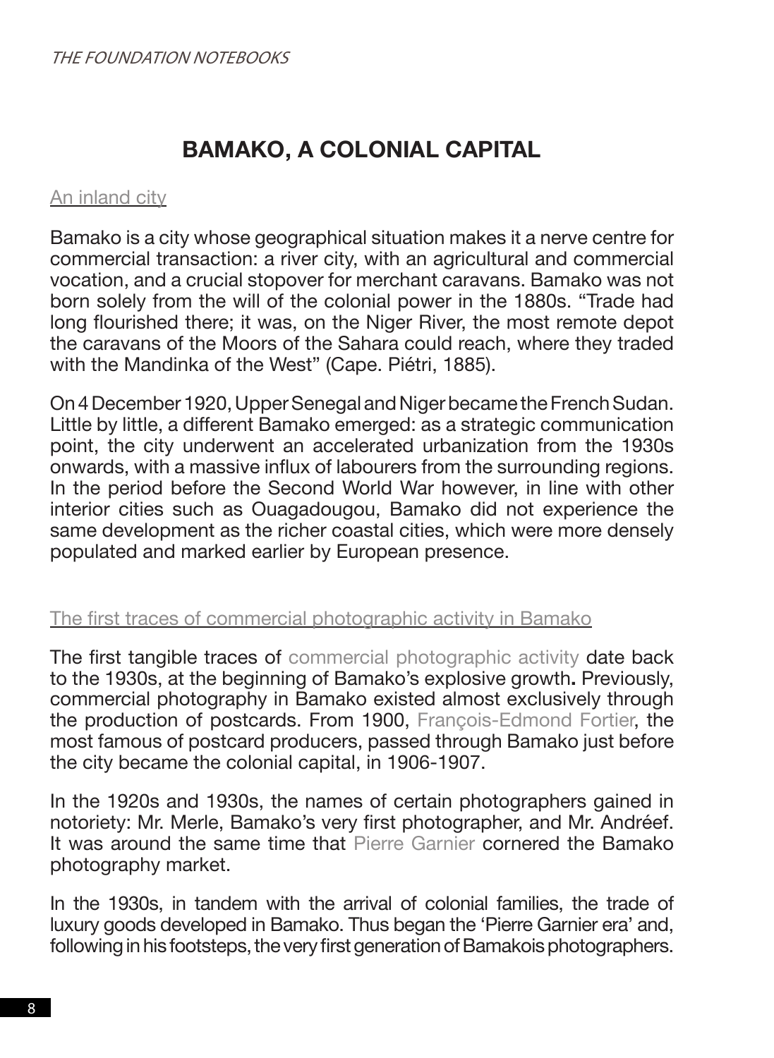# BAMAKO, A COLONIAL CAPITAL

## An inland city

Bamako is a city whose geographical situation makes it a nerve centre for commercial transaction: a river city, with an agricultural and commercial vocation, and a crucial stopover for merchant caravans. Bamako was not born solely from the will of the colonial power in the 1880s. "Trade had long flourished there; it was, on the Niger River, the most remote depot the caravans of the Moors of the Sahara could reach, where they traded with the Mandinka of the West" (Cape. Piétri, 1885).

On 4 December 1920, Upper Senegal and Niger became the French Sudan. Little by little, a different Bamako emerged: as a strategic communication point, the city underwent an accelerated urbanization from the 1930s onwards, with a massive influx of labourers from the surrounding regions. In the period before the Second World War however, in line with other interior cities such as Ouagadougou, Bamako did not experience the same development as the richer coastal cities, which were more densely populated and marked earlier by European presence.

## The first traces of commercial photographic activity in Bamako

The first tangible traces of commercial photographic activity date back to the 1930s, at the beginning of Bamako's explosive growth**.** Previously, commercial photography in Bamako existed almost exclusively through the production of postcards. From 1900, François-Edmond Fortier, the most famous of postcard producers, passed through Bamako just before the city became the colonial capital, in 1906-1907.

In the 1920s and 1930s, the names of certain photographers gained in notoriety: Mr. Merle, Bamako's very first photographer, and Mr. Andréef. It was around the same time that Pierre Garnier cornered the Bamako photography market.

In the 1930s, in tandem with the arrival of colonial families, the trade of luxury goods developed in Bamako. Thus began the 'Pierre Garnier era' and, following in his footsteps, the very first generation of Bamakois photographers.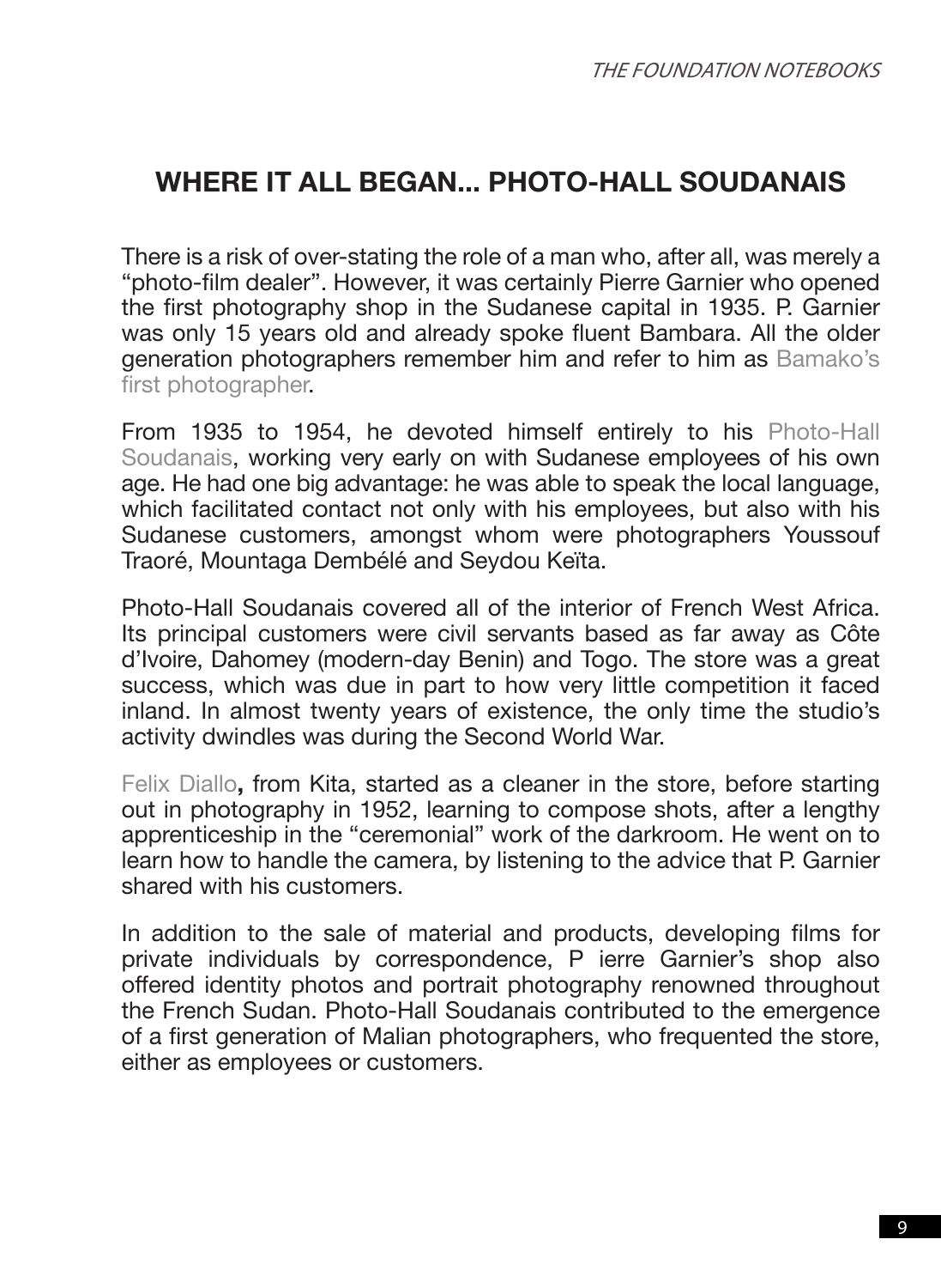## WHERE IT ALL BEGAN... PHOTO-HALL SOUDANAIS

There is a risk of over-stating the role of a man who, after all, was merely a "photo-film dealer". However, it was certainly Pierre Garnier who opened the first photography shop in the Sudanese capital in 1935. P. Garnier was only 15 years old and already spoke fluent Bambara. All the older generation photographers remember him and refer to him as Bamako's first photographer.

From 1935 to 1954, he devoted himself entirely to his Photo-Hall Soudanais, working very early on with Sudanese employees of his own age. He had one big advantage: he was able to speak the local language, which facilitated contact not only with his employees, but also with his Sudanese customers, amongst whom were photographers Youssouf Traoré, Mountaga Dembélé and Seydou Keïta.

Photo-Hall Soudanais covered all of the interior of French West Africa. Its principal customers were civil servants based as far away as Côte d'Ivoire, Dahomey (modern-day Benin) and Togo. The store was a great success, which was due in part to how very little competition it faced inland. In almost twenty years of existence, the only time the studio's activity dwindles was during the Second World War.

Felix Diallo**,** from Kita, started as a cleaner in the store, before starting out in photography in 1952, learning to compose shots, after a lengthy apprenticeship in the "ceremonial" work of the darkroom. He went on to learn how to handle the camera, by listening to the advice that P. Garnier shared with his customers.

In addition to the sale of material and products, developing films for private individuals by correspondence, P ierre Garnier's shop also offered identity photos and portrait photography renowned throughout the French Sudan. Photo-Hall Soudanais contributed to the emergence of a first generation of Malian photographers, who frequented the store, either as employees or customers.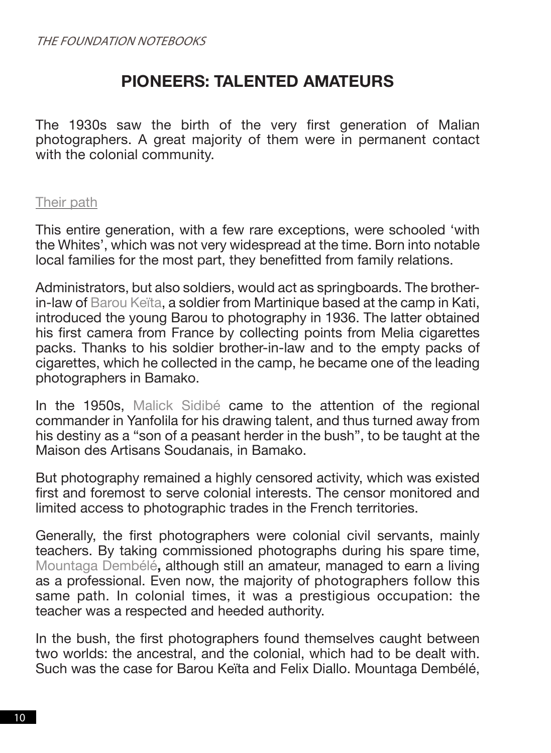## PIONEERS: TALENTED AMATEURS

The 1930s saw the birth of the very first generation of Malian photographers. A great majority of them were in permanent contact with the colonial community.

### Their path

This entire generation, with a few rare exceptions, were schooled 'with the Whites', which was not very widespread at the time. Born into notable local families for the most part, they benefitted from family relations.

Administrators, but also soldiers, would act as springboards. The brother-in-law of Barou Keïta, a soldier from Martinique based at the camp in Kati, introduced the young Barou to photography in 1936. The latter obtained his first camera from France by collecting points from Melia cigarettes packs. Thanks to his soldier brother-in-law and to the empty packs of cigarettes, which he collected in the camp, he became one of the leading photographers in Bamako.

In the 1950s, Malick Sidibé came to the attention of the regional commander in Yanfolila for his drawing talent, and thus turned away from his destiny as a "son of a peasant herder in the bush", to be taught at the Maison des Artisans Soudanais, in Bamako.

But photography remained a highly censored activity, which was existed first and foremost to serve colonial interests. The censor monitored and limited access to photographic trades in the French territories.

Generally, the first photographers were colonial civil servants, mainly teachers. By taking commissioned photographs during his spare time, Mountaga Dembélé, although still an amateur, managed to earn a living as a professional. Even now, the majority of photographers follow this same path. In colonial times, it was a prestigious occupation: the teacher was a respected and heeded authority.

In the bush, the first photographers found themselves caught between two worlds: the ancestral, and the colonial, which had to be dealt with. Such was the case for Barou Keïta and Felix Diallo. Mountaga Dembélé,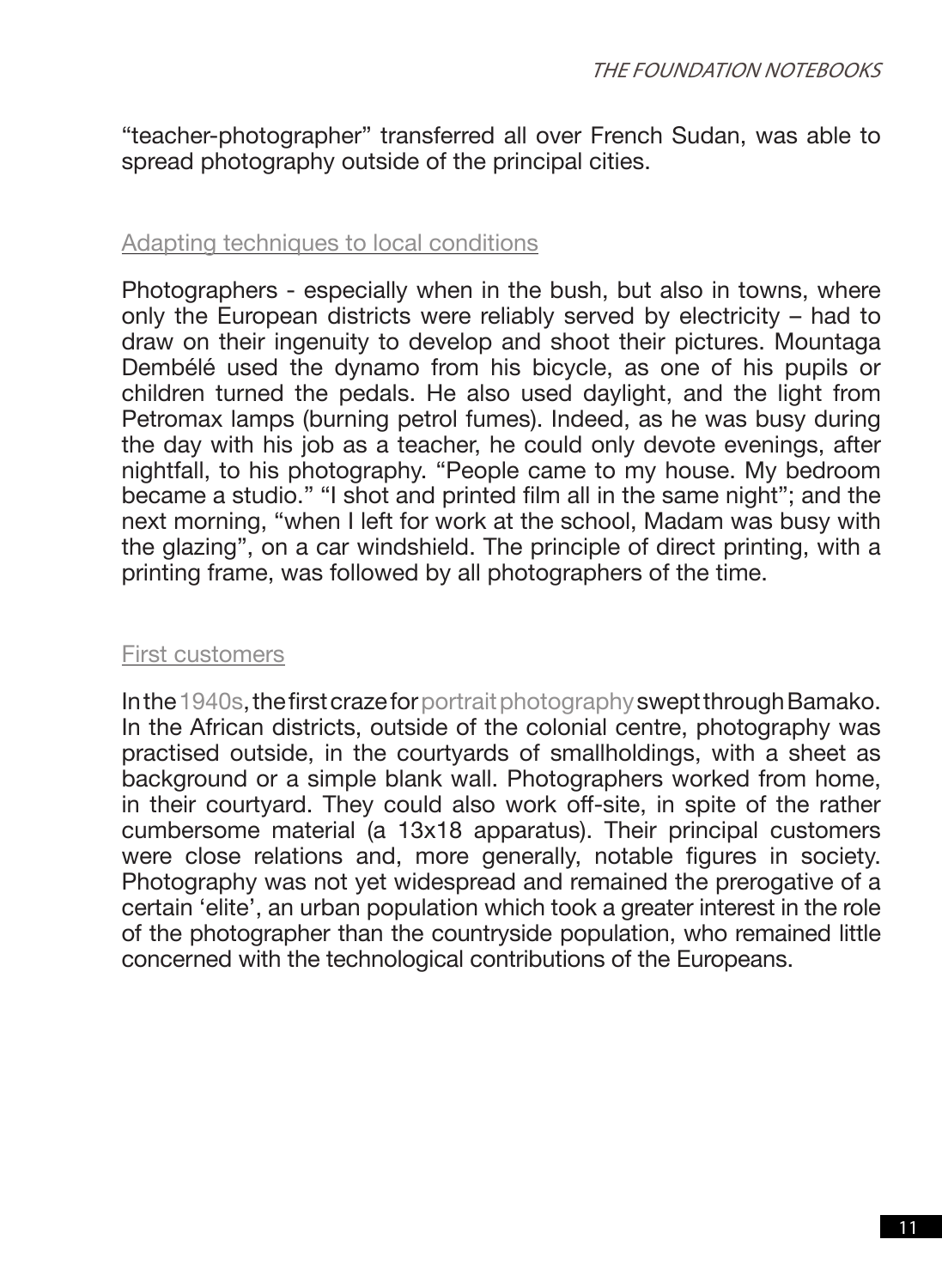"teacher-photographer" transferred all over French Sudan, was able to spread photography outside of the principal cities.

### Adapting techniques to local conditions

Photographers - especially when in the bush, but also in towns, where only the European districts were reliably served by electricity – had to draw on their ingenuity to develop and shoot their pictures. Mountaga Dembélé used the dynamo from his bicycle, as one of his pupils or children turned the pedals. He also used daylight, and the light from Petromax lamps (burning petrol fumes). Indeed, as he was busy during the day with his job as a teacher, he could only devote evenings, after nightfall, to his photography. "People came to my house. My bedroom became a studio." "I shot and printed film all in the same night"; and the next morning, "when I left for work at the school, Madam was busy with the glazing", on a car windshield. The principle of direct printing, with a printing frame, was followed by all photographers of the time.

### First customers

In the 1940s, the first craze for portrait photography swept through Bamako. In the African districts, outside of the colonial centre, photography was practised outside, in the courtyards of smallholdings, with a sheet as background or a simple blank wall. Photographers worked from home, in their courtyard. They could also work off-site, in spite of the rather cumbersome material (a 13x18 apparatus). Their principal customers were close relations and, more generally, notable figures in society. Photography was not yet widespread and remained the prerogative of a certain 'elite', an urban population which took a greater interest in the role of the photographer than the countryside population, who remained little concerned with the technological contributions of the Europeans.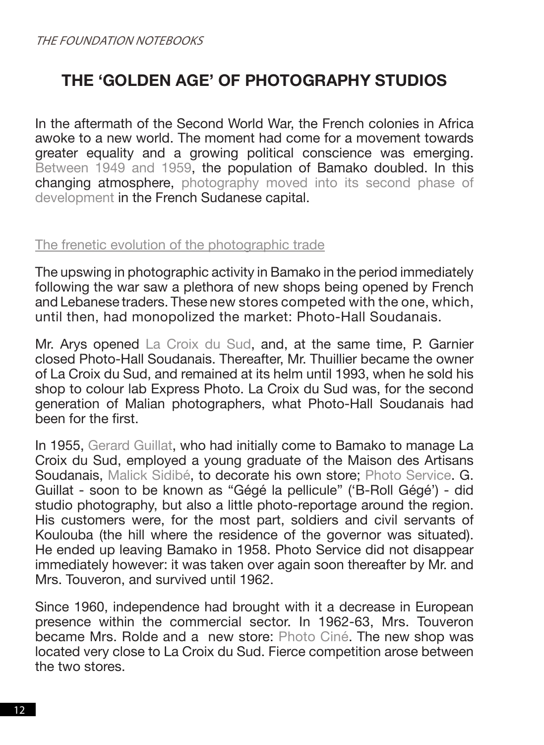# THE 'GOLDEN AGE' OF PHOTOGRAPHY STUDIOS

In the aftermath of the Second World War, the French colonies in Africa awoke to a new world. The moment had come for a movement towards greater equality and a growing political conscience was emerging. Between 1949 and 1959, the population of Bamako doubled. In this changing atmosphere, photography moved into its second phase of development in the French Sudanese capital.

## The frenetic evolution of the photographic trade

The upswing in photographic activity in Bamako in the period immediately following the war saw a plethora of new shops being opened by French and Lebanese traders. These new stores competed with the one, which, until then, had monopolized the market: Photo-Hall Soudanais.

Mr. Arys opened La Croix du Sud, and, at the same time, P. Garnier closed Photo-Hall Soudanais. Thereafter, Mr. Thuillier became the owner of La Croix du Sud, and remained at its helm until 1993, when he sold his shop to colour lab Express Photo. La Croix du Sud was, for the second generation of Malian photographers, what Photo-Hall Soudanais had been for the first.

In 1955, Gerard Guillat, who had initially come to Bamako to manage La Croix du Sud, employed a young graduate of the Maison des Artisans Soudanais, Malick Sidibé, to decorate his own store; Photo Service. G. Guillat - soon to be known as "Gégé la pellicule" ('B-Roll Gégé') - did studio photography, but also a little photo-reportage around the region. His customers were, for the most part, soldiers and civil servants of Koulouba (the hill where the residence of the governor was situated). He ended up leaving Bamako in 1958. Photo Service did not disappear immediately however: it was taken over again soon thereafter by Mr. and Mrs. Touveron, and survived until 1962.

Since 1960, independence had brought with it a decrease in European presence within the commercial sector. In 1962-63, Mrs. Touveron became Mrs. Rolde and a new store: Photo Ciné. The new shop was located very close to La Croix du Sud. Fierce competition arose between the two stores.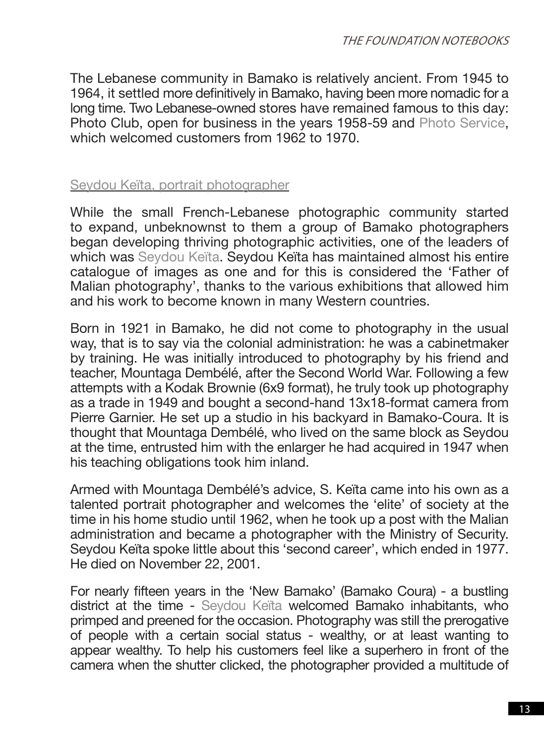The Lebanese community in Bamako is relatively ancient. From 1945 to 1964, it settled more definitively in Bamako, having been more nomadic for a long time. Two Lebanese-owned stores have remained famous to this day: Photo Club, open for business in the years 1958-59 and Photo Service, which welcomed customers from 1962 to 1970.

## Seydou Keïta, portrait photographer

While the small French-Lebanese photographic community started to expand, unbeknownst to them a group of Bamako photographers began developing thriving photographic activities, one of the leaders of which was Seydou Keïta. Seydou Keïta has maintained almost his entire catalogue of images as one and for this is considered the 'Father of Malian photography', thanks to the various exhibitions that allowed him and his work to become known in many Western countries.

Born in 1921 in Bamako, he did not come to photography in the usual way, that is to say via the colonial administration: he was a cabinetmaker by training. He was initially introduced to photography by his friend and teacher, Mountaga Dembélé, after the Second World War. Following a few attempts with a Kodak Brownie (6x9 format), he truly took up photography as a trade in 1949 and bought a second-hand 13x18-format camera from Pierre Garnier. He set up a studio in his backyard in Bamako-Coura. It is thought that Mountaga Dembélé, who lived on the same block as Seydou at the time, entrusted him with the enlarger he had acquired in 1947 when his teaching obligations took him inland.

Armed with Mountaga Dembélé's advice, S. Keïta came into his own as a talented portrait photographer and welcomes the 'elite' of society at the time in his home studio until 1962, when he took up a post with the Malian administration and became a photographer with the Ministry of Security. Seydou Keïta spoke little about this 'second career', which ended in 1977. He died on November 22, 2001.

For nearly fifteen years in the 'New Bamako' (Bamako Coura) - a bustling district at the time - Seydou Keïta welcomed Bamako inhabitants, who primped and preened for the occasion. Photography was still the prerogative of people with a certain social status - wealthy, or at least wanting to appear wealthy. To help his customers feel like a superhero in front of the camera when the shutter clicked, the photographer provided a multitude of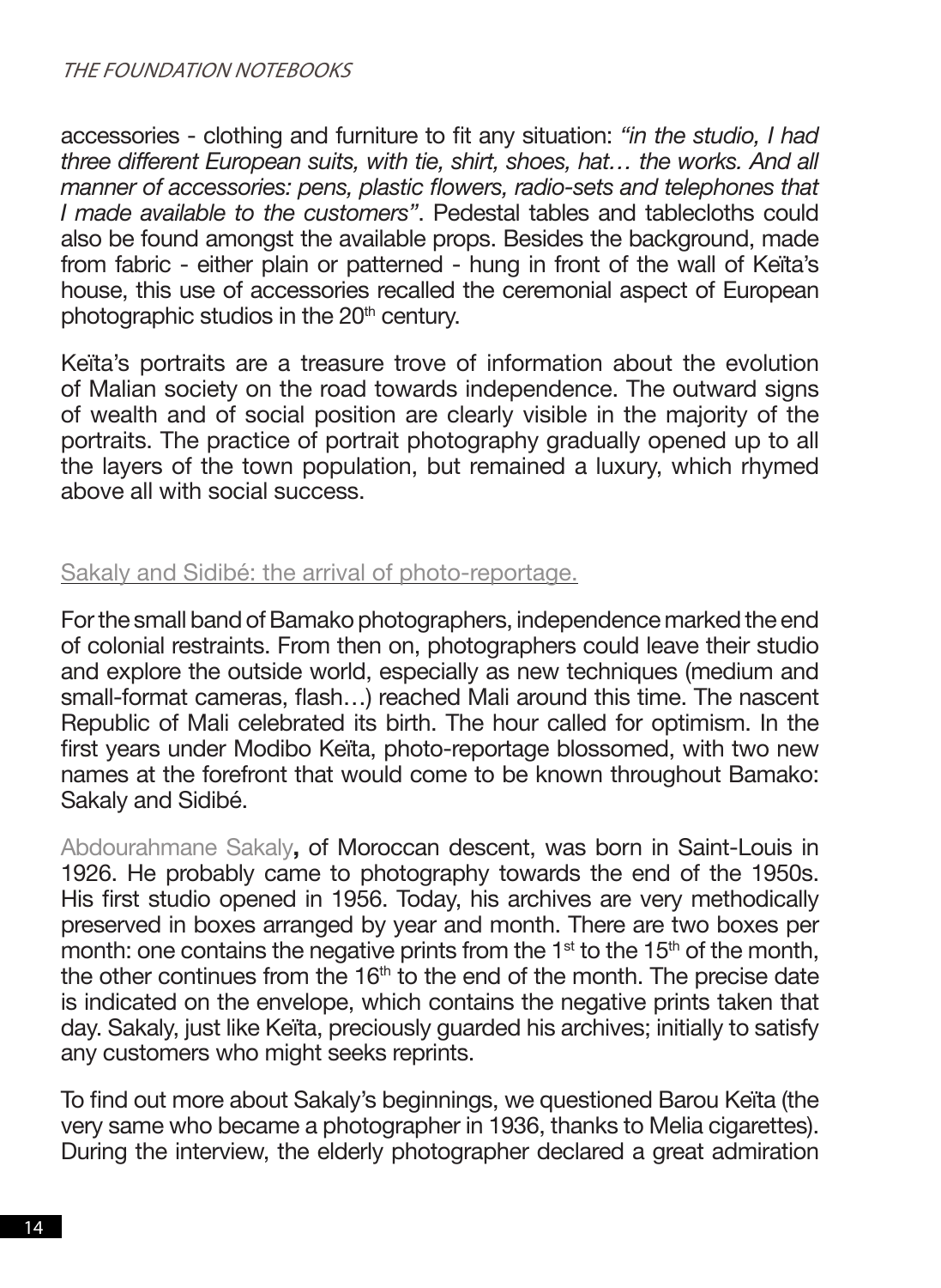accessories - clothing and furniture to fit any situation: *"in the studio, I had three different European suits, with tie, shirt, shoes, hat… the works. And all manner of accessories: pens, plastic flowers, radio-sets and telephones that I made available to the customers"*. Pedestal tables and tablecloths could also be found amongst the available props. Besides the background, made from fabric - either plain or patterned - hung in front of the wall of Keïta's house, this use of accessories recalled the ceremonial aspect of European photographic studios in the 20th century.

Keïta's portraits are a treasure trove of information about the evolution of Malian society on the road towards independence. The outward signs of wealth and of social position are clearly visible in the majority of the portraits. The practice of portrait photography gradually opened up to all the layers of the town population, but remained a luxury, which rhymed above all with social success.

## Sakaly and Sidibé: the arrival of photo-reportage.

For the small band of Bamako photographers, independence marked the end of colonial restraints. From then on, photographers could leave their studio and explore the outside world, especially as new techniques (medium and small-format cameras, flash…) reached Mali around this time. The nascent Republic of Mali celebrated its birth. The hour called for optimism. In the first years under Modibo Keïta, photo-reportage blossomed, with two new names at the forefront that would come to be known throughout Bamako: Sakaly and Sidibé.

Abdourahmane Sakaly**,** of Moroccan descent, was born in Saint-Louis in 1926. He probably came to photography towards the end of the 1950s. His first studio opened in 1956. Today, his archives are very methodically preserved in boxes arranged by year and month. There are two boxes per month: one contains the negative prints from the 1st to the 15th of the month, the other continues from the 16th to the end of the month. The precise date is indicated on the envelope, which contains the negative prints taken that day. Sakaly, just like Keïta, preciously guarded his archives; initially to satisfy any customers who might seeks reprints.

To find out more about Sakaly's beginnings, we questioned Barou Keïta (the very same who became a photographer in 1936, thanks to Melia cigarettes). During the interview, the elderly photographer declared a great admiration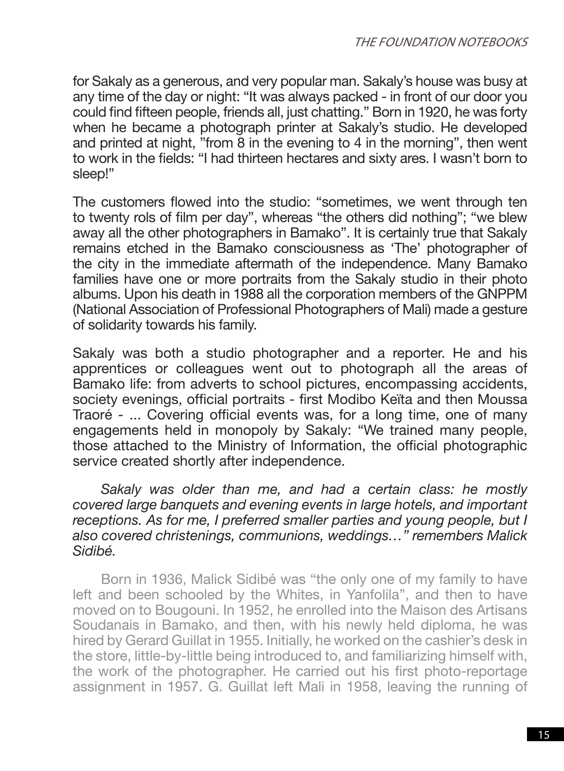for Sakaly as a generous, and very popular man. Sakaly's house was busy at any time of the day or night: "It was always packed - in front of our door you could find fifteen people, friends all, just chatting." Born in 1920, he was forty when he became a photograph printer at Sakaly's studio. He developed and printed at night, "from 8 in the evening to 4 in the morning", then went to work in the fields: "I had thirteen hectares and sixty ares. I wasn't born to sleep!"

The customers flowed into the studio: "sometimes, we went through ten to twenty rols of film per day", whereas "the others did nothing"; "we blew away all the other photographers in Bamako". It is certainly true that Sakaly remains etched in the Bamako consciousness as 'The' photographer of the city in the immediate aftermath of the independence. Many Bamako families have one or more portraits from the Sakaly studio in their photo albums. Upon his death in 1988 all the corporation members of the GNPPM (National Association of Professional Photographers of Mali) made a gesture of solidarity towards his family.

Sakaly was both a studio photographer and a reporter. He and his apprentices or colleagues went out to photograph all the areas of Bamako life: from adverts to school pictures, encompassing accidents, society evenings, official portraits - first Modibo Keïta and then Moussa Traoré - ... Covering official events was, for a long time, one of many engagements held in monopoly by Sakaly: "We trained many people, those attached to the Ministry of Information, the official photographic service created shortly after independence.

*Sakaly was older than me, and had a certain class: he mostly covered large banquets and evening events in large hotels, and important receptions. As for me, I preferred smaller parties and young people, but I also covered christenings, communions, weddings…" remembers Malick Sidibé.*

Born in 1936, Malick Sidibé was "the only one of my family to have left and been schooled by the Whites, in Yanfolila", and then to have moved on to Bougouni. In 1952, he enrolled into the Maison des Artisans Soudanais in Bamako, and then, with his newly held diploma, he was hired by Gerard Guillat in 1955. Initially, he worked on the cashier's desk in the store, little-by-little being introduced to, and familiarizing himself with, the work of the photographer. He carried out his first photo-reportage assignment in 1957. G. Guillat left Mali in 1958, leaving the running of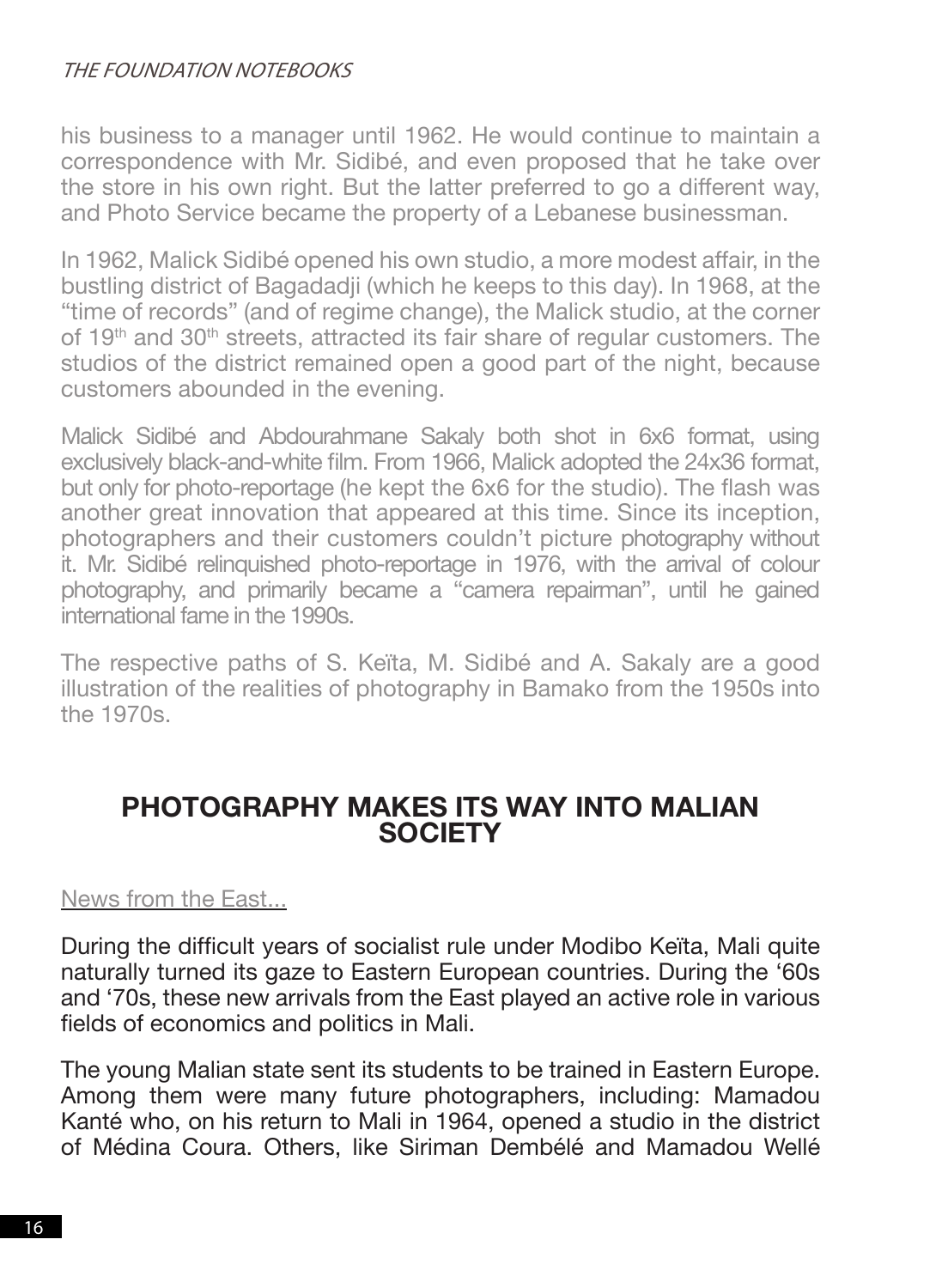his business to a manager until 1962. He would continue to maintain a correspondence with Mr. Sidibé, and even proposed that he take over the store in his own right. But the latter preferred to go a different way, and Photo Service became the property of a Lebanese businessman.

In 1962, Malick Sidibé opened his own studio, a more modest affair, in the bustling district of Bagadadji (which he keeps to this day). In 1968, at the "time of records" (and of regime change), the Malick studio, at the corner of 19th and 30th streets, attracted its fair share of regular customers. The studios of the district remained open a good part of the night, because customers abounded in the evening.

Malick Sidibé and Abdourahmane Sakaly both shot in 6x6 format, using exclusively black-and-white film. From 1966, Malick adopted the 24x36 format, but only for photo-reportage (he kept the 6x6 for the studio). The flash was another great innovation that appeared at this time. Since its inception, photographers and their customers couldn't picture photography without it. Mr. Sidibé relinquished photo-reportage in 1976, with the arrival of colour photography, and primarily became a "camera repairman", until he gained international fame in the 1990s.

The respective paths of S. Keïta, M. Sidibé and A. Sakaly are a good illustration of the realities of photography in Bamako from the 1950s into the 1970s.

## PHOTOGRAPHY MAKES ITS WAY INTO MALIAN SOCIETY

### News from the East...

During the difficult years of socialist rule under Modibo Keïta, Mali quite naturally turned its gaze to Eastern European countries. During the '60s and '70s, these new arrivals from the East played an active role in various fields of economics and politics in Mali.

The young Malian state sent its students to be trained in Eastern Europe. Among them were many future photographers, including: Mamadou Kanté who, on his return to Mali in 1964, opened a studio in the district of Médina Coura. Others, like Siriman Dembélé and Mamadou Wellé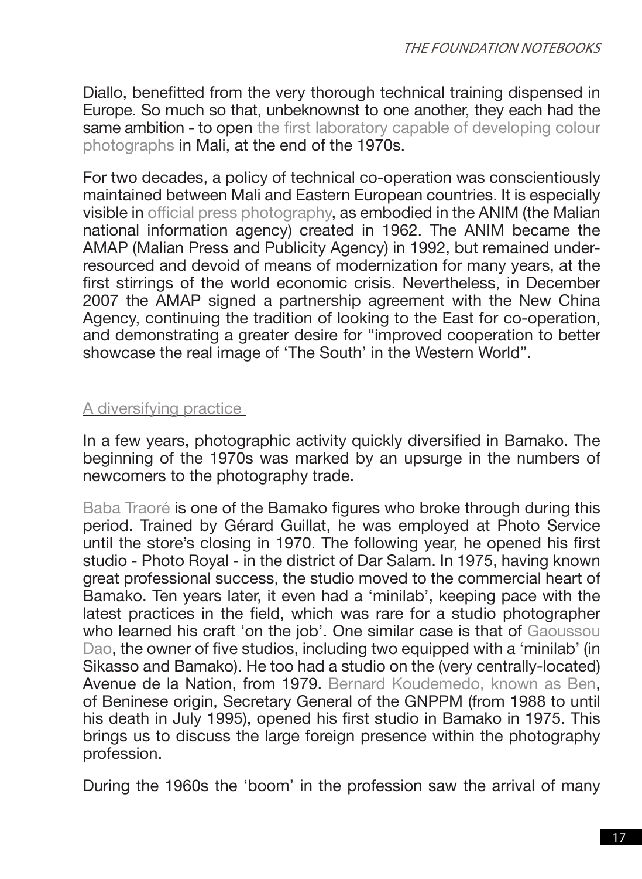Diallo, benefitted from the very thorough technical training dispensed in Europe. So much so that, unbeknownst to one another, they each had the same ambition - to open the first laboratory capable of developing colour photographs in Mali, at the end of the 1970s.

For two decades, a policy of technical co-operation was conscientiously maintained between Mali and Eastern European countries. It is especially visible in official press photography, as embodied in the ANIM (the Malian national information agency) created in 1962. The ANIM became the AMAP (Malian Press and Publicity Agency) in 1992, but remained under-resourced and devoid of means of modernization for many years, at the first stirrings of the world economic crisis. Nevertheless, in December 2007 the AMAP signed a partnership agreement with the New China Agency, continuing the tradition of looking to the East for co-operation, and demonstrating a greater desire for "improved cooperation to better showcase the real image of 'The South' in the Western World".

## A diversifying practice

In a few years, photographic activity quickly diversified in Bamako. The beginning of the 1970s was marked by an upsurge in the numbers of newcomers to the photography trade.

Baba Traoré is one of the Bamako figures who broke through during this period. Trained by Gérard Guillat, he was employed at Photo Service until the store's closing in 1970. The following year, he opened his first studio - Photo Royal - in the district of Dar Salam. In 1975, having known great professional success, the studio moved to the commercial heart of Bamako. Ten years later, it even had a 'minilab', keeping pace with the latest practices in the field, which was rare for a studio photographer who learned his craft 'on the job'. One similar case is that of Gaoussou Dao, the owner of five studios, including two equipped with a 'minilab' (in Sikasso and Bamako). He too had a studio on the (very centrally-located) Avenue de la Nation, from 1979. Bernard Koudemedo, known as Ben, of Beninese origin, Secretary General of the GNPPM (from 1988 to until his death in July 1995), opened his first studio in Bamako in 1975. This brings us to discuss the large foreign presence within the photography profession.

During the 1960s the 'boom' in the profession saw the arrival of many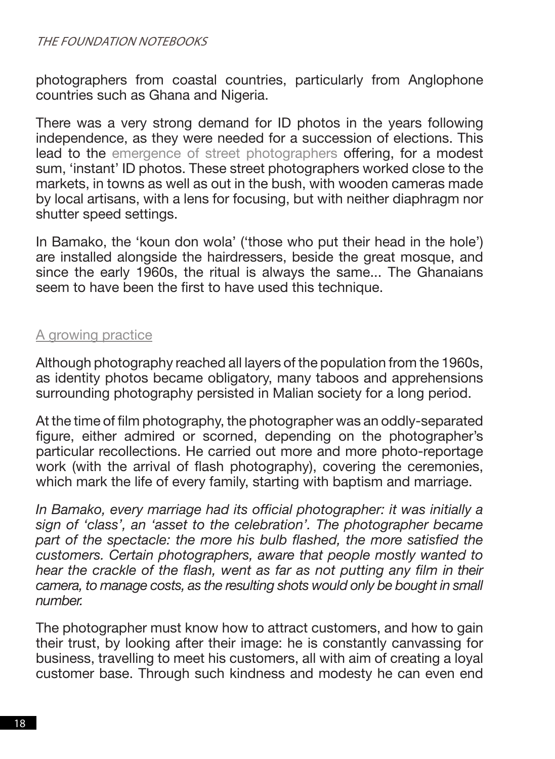photographers from coastal countries, particularly from Anglophone countries such as Ghana and Nigeria.

There was a very strong demand for ID photos in the years following independence, as they were needed for a succession of elections. This lead to the emergence of street photographers offering, for a modest sum, 'instant' ID photos. These street photographers worked close to the markets, in towns as well as out in the bush, with wooden cameras made by local artisans, with a lens for focusing, but with neither diaphragm nor shutter speed settings.

In Bamako, the 'koun don wola' ('those who put their head in the hole') are installed alongside the hairdressers, beside the great mosque, and since the early 1960s, the ritual is always the same... The Ghanaians seem to have been the first to have used this technique.

## A growing practice

Although photography reached all layers of the population from the 1960s, as identity photos became obligatory, many taboos and apprehensions surrounding photography persisted in Malian society for a long period.

At the time of film photography, the photographer was an oddly-separated figure, either admired or scorned, depending on the photographer's particular recollections. He carried out more and more photo-reportage work (with the arrival of flash photography), covering the ceremonies, which mark the life of every family, starting with baptism and marriage.

*In Bamako, every marriage had its official photographer: it was initially a sign of 'class', an 'asset to the celebration'. The photographer became part of the spectacle: the more his bulb flashed, the more satisfied the customers. Certain photographers, aware that people mostly wanted to hear the crackle of the flash, went as far as not putting any film in their camera, to manage costs, as the resulting shots would only be bought in small number.*

The photographer must know how to attract customers, and how to gain their trust, by looking after their image: he is constantly canvassing for business, travelling to meet his customers, all with aim of creating a loyal customer base. Through such kindness and modesty he can even end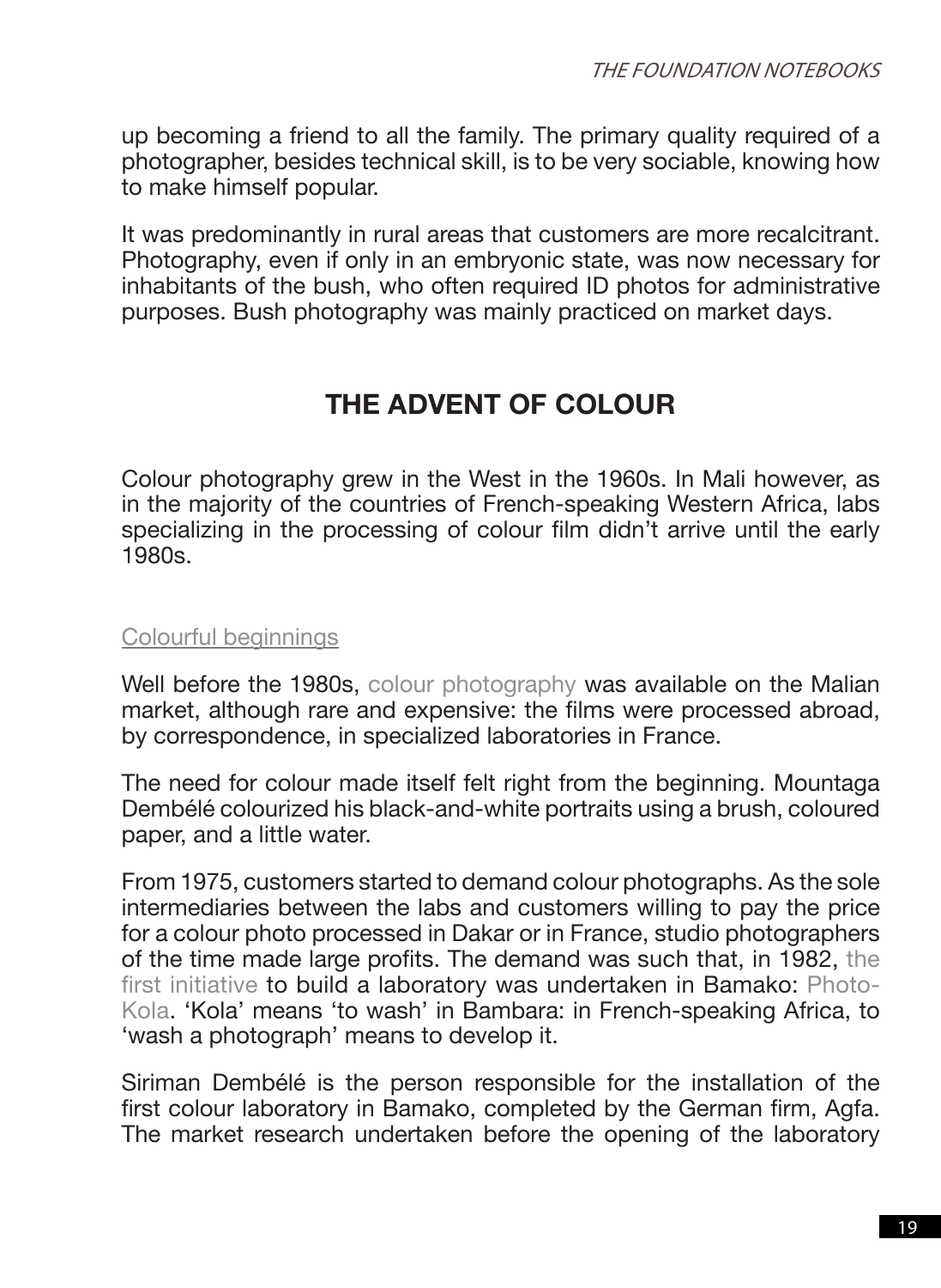up becoming a friend to all the family. The primary quality required of a photographer, besides technical skill, is to be very sociable, knowing how to make himself popular.

It was predominantly in rural areas that customers are more recalcitrant. Photography, even if only in an embryonic state, was now necessary for inhabitants of the bush, who often required ID photos for administrative purposes. Bush photography was mainly practiced on market days.

## THE ADVENT OF COLOUR

Colour photography grew in the West in the 1960s. In Mali however, as in the majority of the countries of French-speaking Western Africa, labs specializing in the processing of colour film didn't arrive until the early 1980s.

### Colourful beginnings

Well before the 1980s, colour photography was available on the Malian market, although rare and expensive: the films were processed abroad, by correspondence, in specialized laboratories in France.

The need for colour made itself felt right from the beginning. Mountaga Dembélé colourized his black-and-white portraits using a brush, coloured paper, and a little water.

From 1975, customers started to demand colour photographs. As the sole intermediaries between the labs and customers willing to pay the price for a colour photo processed in Dakar or in France, studio photographers of the time made large profits. The demand was such that, in 1982, the first initiative to build a laboratory was undertaken in Bamako: Photo-Kola. 'Kola' means 'to wash' in Bambara: in French-speaking Africa, to 'wash a photograph' means to develop it.

Siriman Dembélé is the person responsible for the installation of the first colour laboratory in Bamako, completed by the German firm, Agfa. The market research undertaken before the opening of the laboratory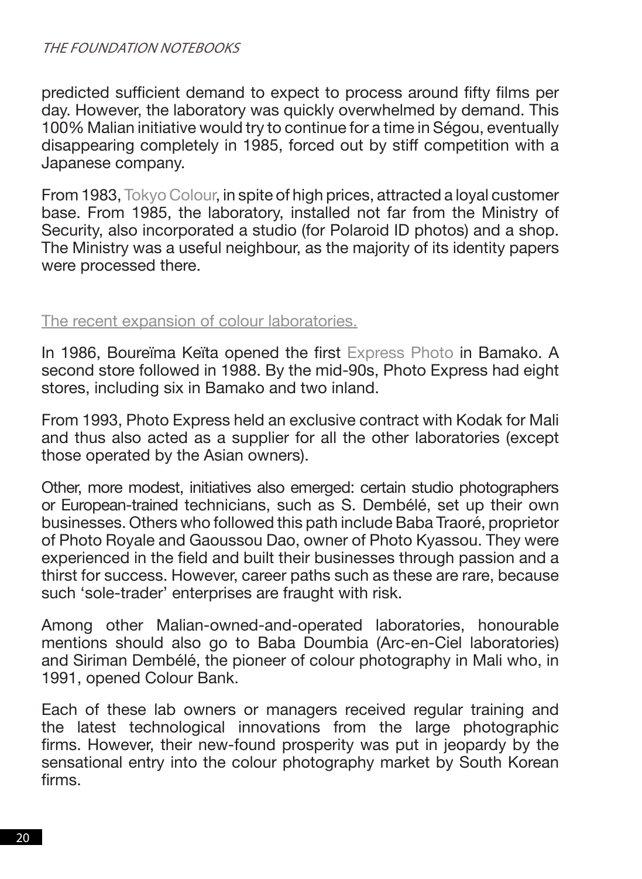predicted sufficient demand to expect to process around fifty films per day. However, the laboratory was quickly overwhelmed by demand. This 100% Malian initiative would try to continue for a time in Ségou, eventually disappearing completely in 1985, forced out by stiff competition with a Japanese company.

From 1983, Tokyo Colour, in spite of high prices, attracted a loyal customer base. From 1985, the laboratory, installed not far from the Ministry of Security, also incorporated a studio (for Polaroid ID photos) and a shop. The Ministry was a useful neighbour, as the majority of its identity papers were processed there.

## The recent expansion of colour laboratories.

In 1986, Boureïma Keïta opened the first Express Photo in Bamako. A second store followed in 1988. By the mid-90s, Photo Express had eight stores, including six in Bamako and two inland.

From 1993, Photo Express held an exclusive contract with Kodak for Mali and thus also acted as a supplier for all the other laboratories (except those operated by the Asian owners).

Other, more modest, initiatives also emerged: certain studio photographers or European-trained technicians, such as S. Dembélé, set up their own businesses. Others who followed this path include Baba Traoré, proprietor of Photo Royale and Gaoussou Dao, owner of Photo Kyassou. They were experienced in the field and built their businesses through passion and a thirst for success. However, career paths such as these are rare, because such 'sole-trader' enterprises are fraught with risk.

Among other Malian-owned-and-operated laboratories, honourable mentions should also go to Baba Doumbia (Arc-en-Ciel laboratories) and Siriman Dembélé, the pioneer of colour photography in Mali who, in 1991, opened Colour Bank.

Each of these lab owners or managers received regular training and the latest technological innovations from the large photographic firms. However, their new-found prosperity was put in jeopardy by the sensational entry into the colour photography market by South Korean firms.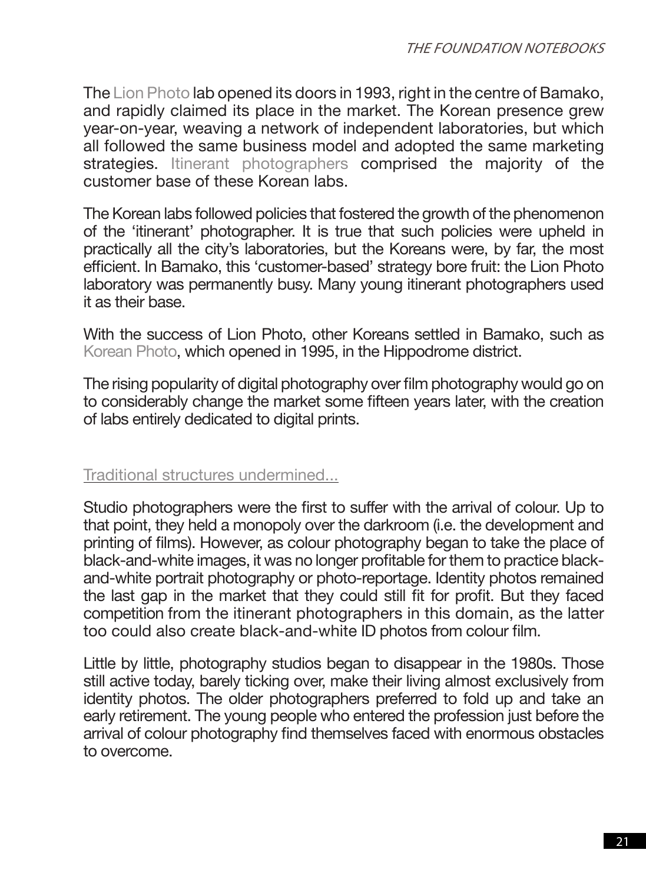The Lion Photo lab opened its doors in 1993, right in the centre of Bamako, and rapidly claimed its place in the market. The Korean presence grew year-on-year, weaving a network of independent laboratories, but which all followed the same business model and adopted the same marketing strategies. Itinerant photographers comprised the majority of the customer base of these Korean labs.

The Korean labs followed policies that fostered the growth of the phenomenon of the 'itinerant' photographer. It is true that such policies were upheld in practically all the city's laboratories, but the Koreans were, by far, the most efficient. In Bamako, this 'customer-based' strategy bore fruit: the Lion Photo laboratory was permanently busy. Many young itinerant photographers used it as their base.

With the success of Lion Photo, other Koreans settled in Bamako, such as Korean Photo, which opened in 1995, in the Hippodrome district.

The rising popularity of digital photography over film photography would go on to considerably change the market some fifteen years later, with the creation of labs entirely dedicated to digital prints.

## Traditional structures undermined...

Studio photographers were the first to suffer with the arrival of colour. Up to that point, they held a monopoly over the darkroom (i.e. the development and printing of films). However, as colour photography began to take the place of black-and-white images, it was no longer profitable for them to practice black-and-white portrait photography or photo-reportage. Identity photos remained the last gap in the market that they could still fit for profit. But they faced competition from the itinerant photographers in this domain, as the latter too could also create black-and-white ID photos from colour film.

Little by little, photography studios began to disappear in the 1980s. Those still active today, barely ticking over, make their living almost exclusively from identity photos. The older photographers preferred to fold up and take an early retirement. The young people who entered the profession just before the arrival of colour photography find themselves faced with enormous obstacles to overcome.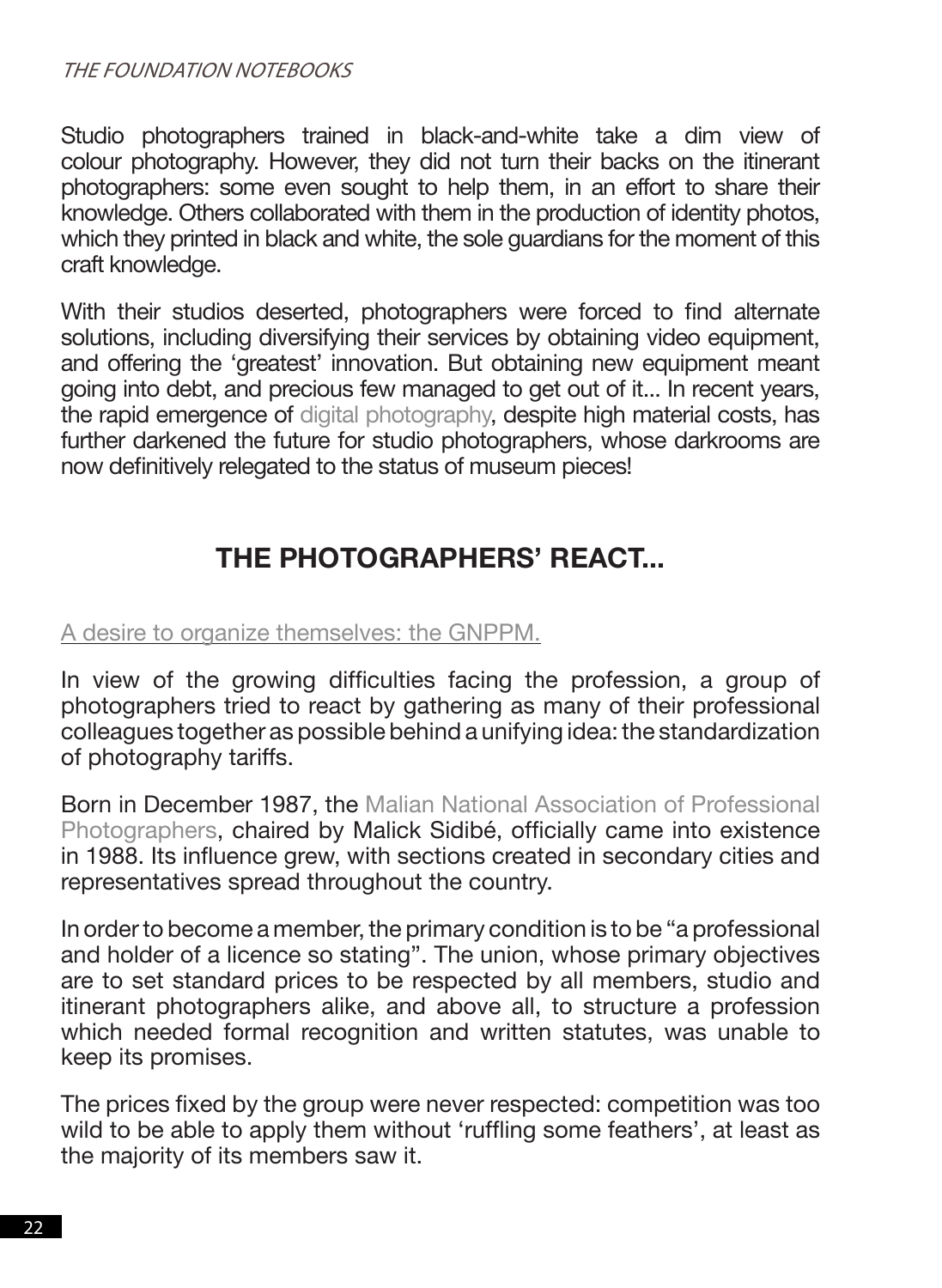Studio photographers trained in black-and-white take a dim view of colour photography. However, they did not turn their backs on the itinerant photographers: some even sought to help them, in an effort to share their knowledge. Others collaborated with them in the production of identity photos, which they printed in black and white, the sole guardians for the moment of this craft knowledge.

With their studios deserted, photographers were forced to find alternate solutions, including diversifying their services by obtaining video equipment, and offering the 'greatest' innovation. But obtaining new equipment meant going into debt, and precious few managed to get out of it... In recent years, the rapid emergence of digital photography, despite high material costs, has further darkened the future for studio photographers, whose darkrooms are now definitively relegated to the status of museum pieces!

## THE PHOTOGRAPHERS' REACT...

A desire to organize themselves: the GNPPM.

In view of the growing difficulties facing the profession, a group of photographers tried to react by gathering as many of their professional colleagues together as possible behind a unifying idea: the standardization of photography tariffs.

Born in December 1987, the Malian National Association of Professional Photographers, chaired by Malick Sidibé, officially came into existence in 1988. Its influence grew, with sections created in secondary cities and representatives spread throughout the country.

In order to become a member, the primary condition is to be "a professional and holder of a licence so stating". The union, whose primary objectives are to set standard prices to be respected by all members, studio and itinerant photographers alike, and above all, to structure a profession which needed formal recognition and written statutes, was unable to keep its promises.

The prices fixed by the group were never respected: competition was too wild to be able to apply them without 'ruffling some feathers', at least as the majority of its members saw it.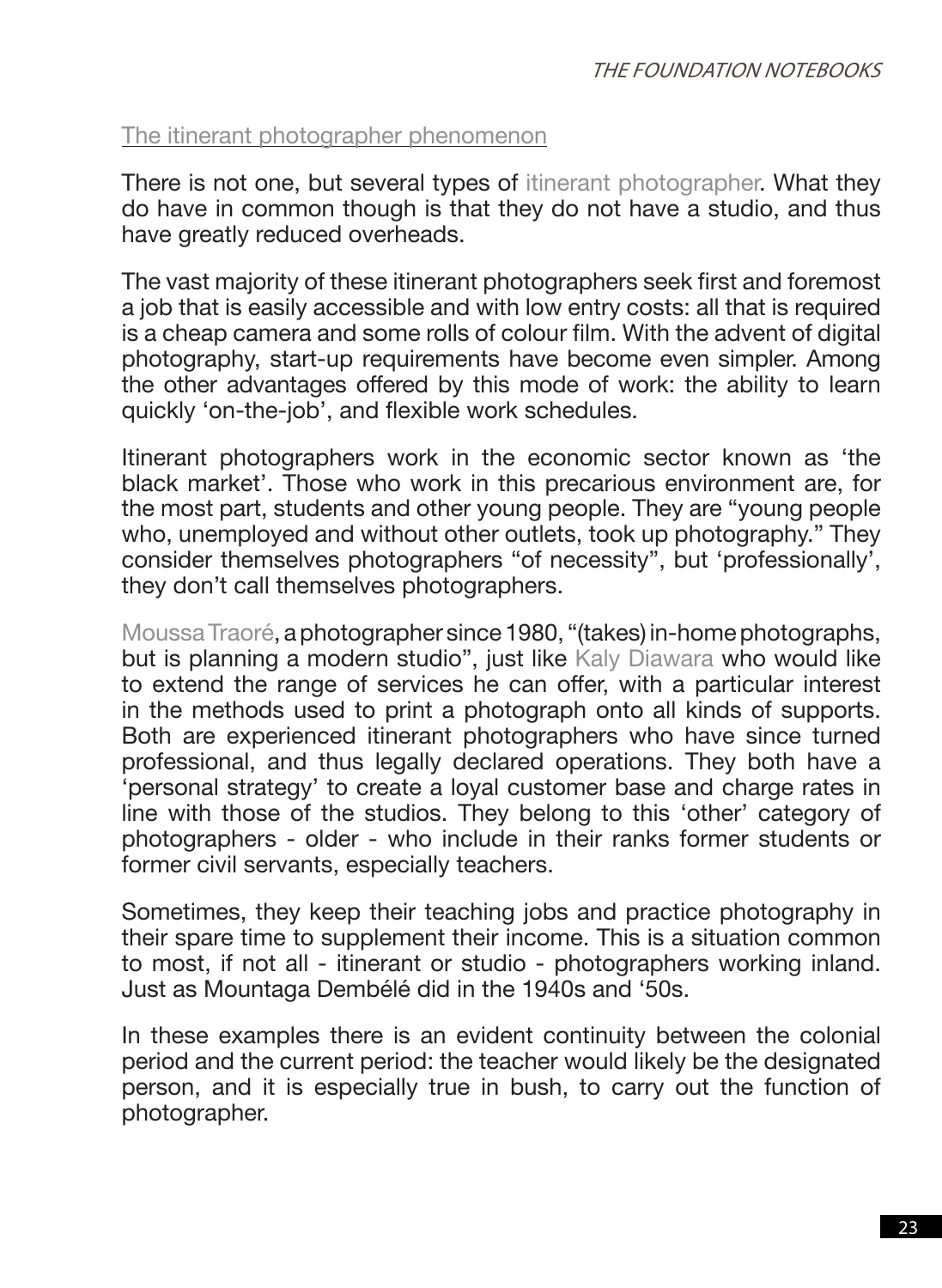## The itinerant photographer phenomenon

There is not one, but several types of itinerant photographer. What they do have in common though is that they do not have a studio, and thus have greatly reduced overheads.

The vast majority of these itinerant photographers seek first and foremost a job that is easily accessible and with low entry costs: all that is required is a cheap camera and some rolls of colour film. With the advent of digital photography, start-up requirements have become even simpler. Among the other advantages offered by this mode of work: the ability to learn quickly 'on-the-job', and flexible work schedules.

Itinerant photographers work in the economic sector known as 'the black market'. Those who work in this precarious environment are, for the most part, students and other young people. They are "young people who, unemployed and without other outlets, took up photography." They consider themselves photographers "of necessity", but 'professionally', they don't call themselves photographers.

Moussa Traoré, a photographer since 1980, "(takes) in-home photographs, but is planning a modern studio", just like Kaly Diawara who would like to extend the range of services he can offer, with a particular interest in the methods used to print a photograph onto all kinds of supports. Both are experienced itinerant photographers who have since turned professional, and thus legally declared operations. They both have a 'personal strategy' to create a loyal customer base and charge rates in line with those of the studios. They belong to this 'other' category of photographers - older - who include in their ranks former students or former civil servants, especially teachers.

Sometimes, they keep their teaching jobs and practice photography in their spare time to supplement their income. This is a situation common to most, if not all - itinerant or studio - photographers working inland. Just as Mountaga Dembélé did in the 1940s and '50s.

In these examples there is an evident continuity between the colonial period and the current period: the teacher would likely be the designated person, and it is especially true in bush, to carry out the function of photographer.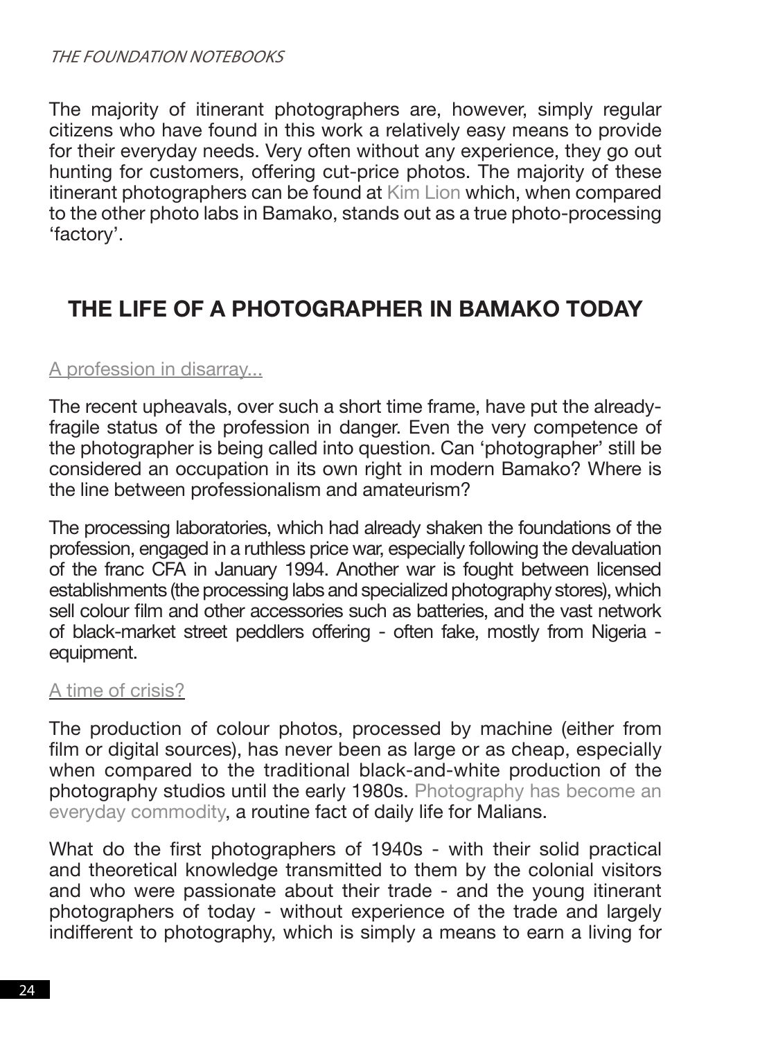The majority of itinerant photographers are, however, simply regular citizens who have found in this work a relatively easy means to provide for their everyday needs. Very often without any experience, they go out hunting for customers, offering cut-price photos. The majority of these itinerant photographers can be found at Kim Lion which, when compared to the other photo labs in Bamako, stands out as a true photo-processing 'factory'.

## THE LIFE OF A PHOTOGRAPHER IN BAMAKO TODAY

### A profession in disarray...

The recent upheavals, over such a short time frame, have put the already-fragile status of the profession in danger. Even the very competence of the photographer is being called into question. Can 'photographer' still be considered an occupation in its own right in modern Bamako? Where is the line between professionalism and amateurism?

The processing laboratories, which had already shaken the foundations of the profession, engaged in a ruthless price war, especially following the devaluation of the franc CFA in January 1994. Another war is fought between licensed establishments (the processing labs and specialized photography stores), which sell colour film and other accessories such as batteries, and the vast network of black-market street peddlers offering - often fake, mostly from Nigeria - equipment.

### A time of crisis?

The production of colour photos, processed by machine (either from film or digital sources), has never been as large or as cheap, especially when compared to the traditional black-and-white production of the photography studios until the early 1980s. Photography has become an everyday commodity, a routine fact of daily life for Malians.

What do the first photographers of 1940s - with their solid practical and theoretical knowledge transmitted to them by the colonial visitors and who were passionate about their trade - and the young itinerant photographers of today - without experience of the trade and largely indifferent to photography, which is simply a means to earn a living for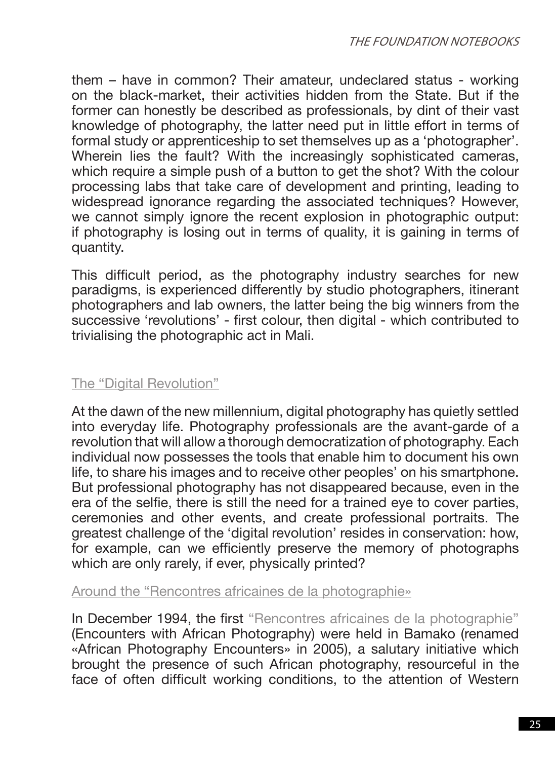them – have in common? Their amateur, undeclared status - working on the black-market, their activities hidden from the State. But if the former can honestly be described as professionals, by dint of their vast knowledge of photography, the latter need put in little effort in terms of formal study or apprenticeship to set themselves up as a 'photographer'. Wherein lies the fault? With the increasingly sophisticated cameras, which require a simple push of a button to get the shot? With the colour processing labs that take care of development and printing, leading to widespread ignorance regarding the associated techniques? However, we cannot simply ignore the recent explosion in photographic output: if photography is losing out in terms of quality, it is gaining in terms of quantity.

This difficult period, as the photography industry searches for new paradigms, is experienced differently by studio photographers, itinerant photographers and lab owners, the latter being the big winners from the successive 'revolutions' - first colour, then digital - which contributed to trivialising the photographic act in Mali.

### The "Digital Revolution"

At the dawn of the new millennium, digital photography has quietly settled into everyday life. Photography professionals are the avant-garde of a revolution that will allow a thorough democratization of photography. Each individual now possesses the tools that enable him to document his own life, to share his images and to receive other peoples' on his smartphone. But professional photography has not disappeared because, even in the era of the selfie, there is still the need for a trained eye to cover parties, ceremonies and other events, and create professional portraits. The greatest challenge of the 'digital revolution' resides in conservation: how, for example, can we efficiently preserve the memory of photographs which are only rarely, if ever, physically printed?

### Around the "Rencontres africaines de la photographie»

In December 1994, the first "Rencontres africaines de la photographie" (Encounters with African Photography) were held in Bamako (renamed «African Photography Encounters» in 2005), a salutary initiative which brought the presence of such African photography, resourceful in the face of often difficult working conditions, to the attention of Western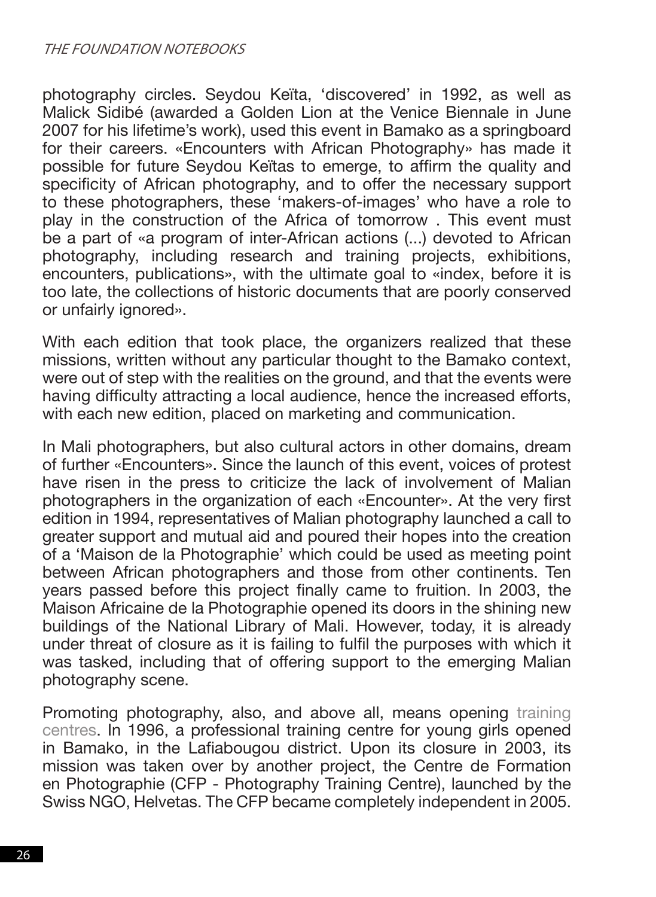photography circles. Seydou Keïta, 'discovered' in 1992, as well as Malick Sidibé (awarded a Golden Lion at the Venice Biennale in June 2007 for his lifetime's work), used this event in Bamako as a springboard for their careers. «Encounters with African Photography» has made it possible for future Seydou Keïtas to emerge, to affirm the quality and specificity of African photography, and to offer the necessary support to these photographers, these 'makers-of-images' who have a role to play in the construction of the Africa of tomorrow . This event must be a part of «a program of inter-African actions (...) devoted to African photography, including research and training projects, exhibitions, encounters, publications», with the ultimate goal to «index, before it is too late, the collections of historic documents that are poorly conserved or unfairly ignored».

With each edition that took place, the organizers realized that these missions, written without any particular thought to the Bamako context, were out of step with the realities on the ground, and that the events were having difficulty attracting a local audience, hence the increased efforts, with each new edition, placed on marketing and communication.

In Mali photographers, but also cultural actors in other domains, dream of further «Encounters». Since the launch of this event, voices of protest have risen in the press to criticize the lack of involvement of Malian photographers in the organization of each «Encounter». At the very first edition in 1994, representatives of Malian photography launched a call to greater support and mutual aid and poured their hopes into the creation of a 'Maison de la Photographie' which could be used as meeting point between African photographers and those from other continents. Ten years passed before this project finally came to fruition. In 2003, the Maison Africaine de la Photographie opened its doors in the shining new buildings of the National Library of Mali. However, today, it is already under threat of closure as it is failing to fulfil the purposes with which it was tasked, including that of offering support to the emerging Malian photography scene.

Promoting photography, also, and above all, means opening training centres. In 1996, a professional training centre for young girls opened in Bamako, in the Lafiabougou district. Upon its closure in 2003, its mission was taken over by another project, the Centre de Formation en Photographie (CFP - Photography Training Centre), launched by the Swiss NGO, Helvetas. The CFP became completely independent in 2005.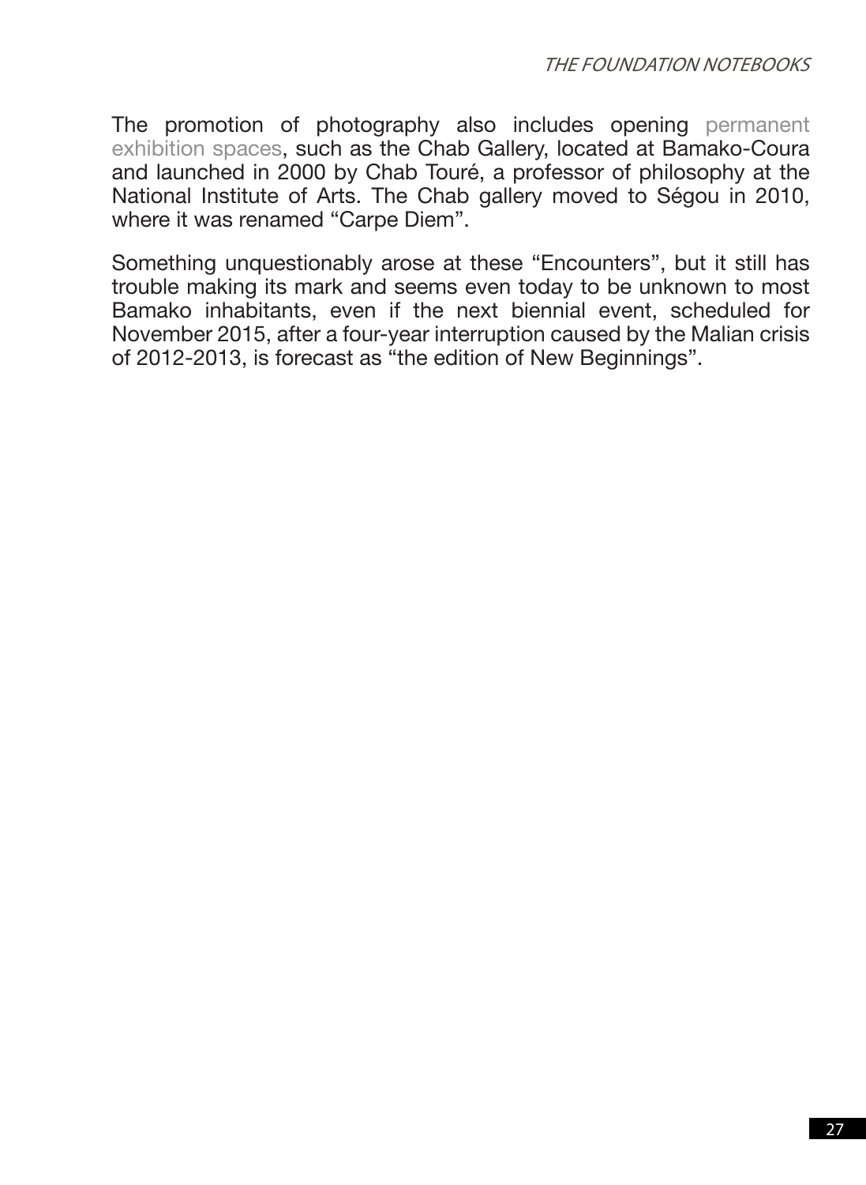The promotion of photography also includes opening permanent exhibition spaces, such as the Chab Gallery, located at Bamako-Coura and launched in 2000 by Chab Touré, a professor of philosophy at the National Institute of Arts. The Chab gallery moved to Ségou in 2010, where it was renamed "Carpe Diem".

Something unquestionably arose at these "Encounters", but it still has trouble making its mark and seems even today to be unknown to most Bamako inhabitants, even if the next biennial event, scheduled for November 2015, after a four-year interruption caused by the Malian crisis of 2012-2013, is forecast as "the edition of New Beginnings".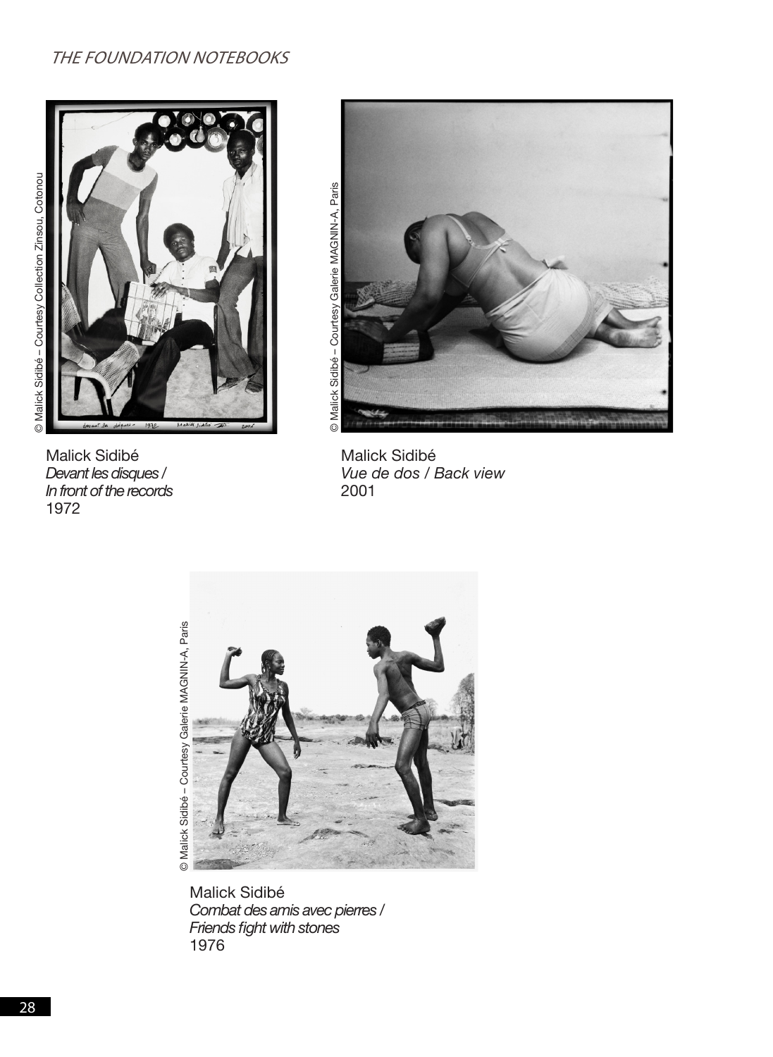© Malick Sidibé – Courtesy Collection Zinsou, Cotonou

Malick Sidibé
*Devant les disques / In front of the records*
1972

© Malick Sidibé – Courtesy Galerie MAGNIN-A, Paris

Malick Sidibé
*Vue de dos / Back view*
2001

© Malick Sidibé – Courtesy Galerie MAGNIN-A, Paris

Malick Sidibé
*Combat des amis avec pierres / Friends fight with stones*
1976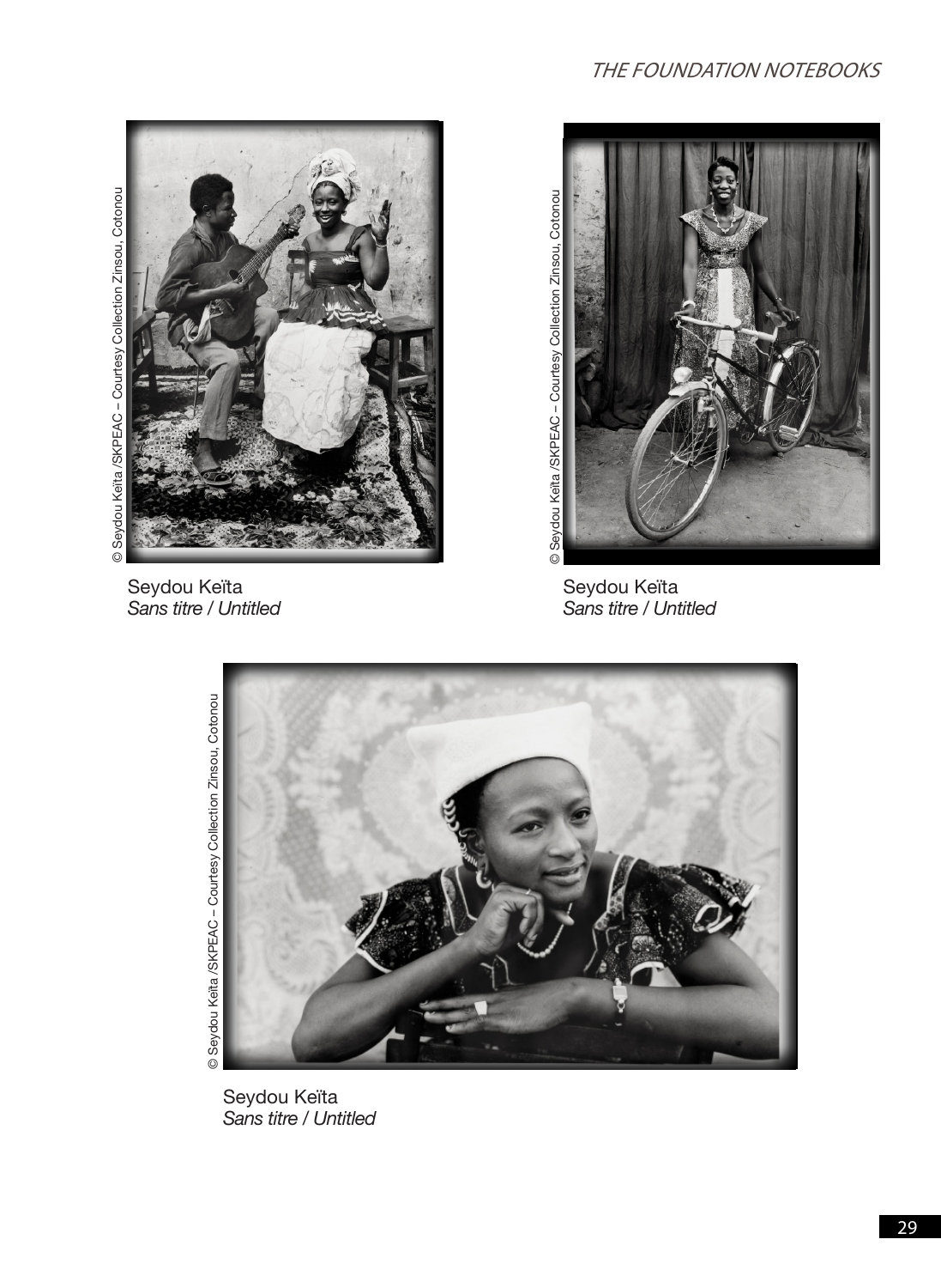© Seydou Keïta /SKPEAC – Courtesy Collection Zinsou, Cotonou

Seydou Keïta
*Sans titre / Untitled*

© Seydou Keïta /SKPEAC – Courtesy Collection Zinsou, Cotonou

Seydou Keïta
*Sans titre / Untitled*

© Seydou Keïta /SKPEAC – Courtesy Collection Zinsou, Cotonou

Seydou Keïta
*Sans titre / Untitled*